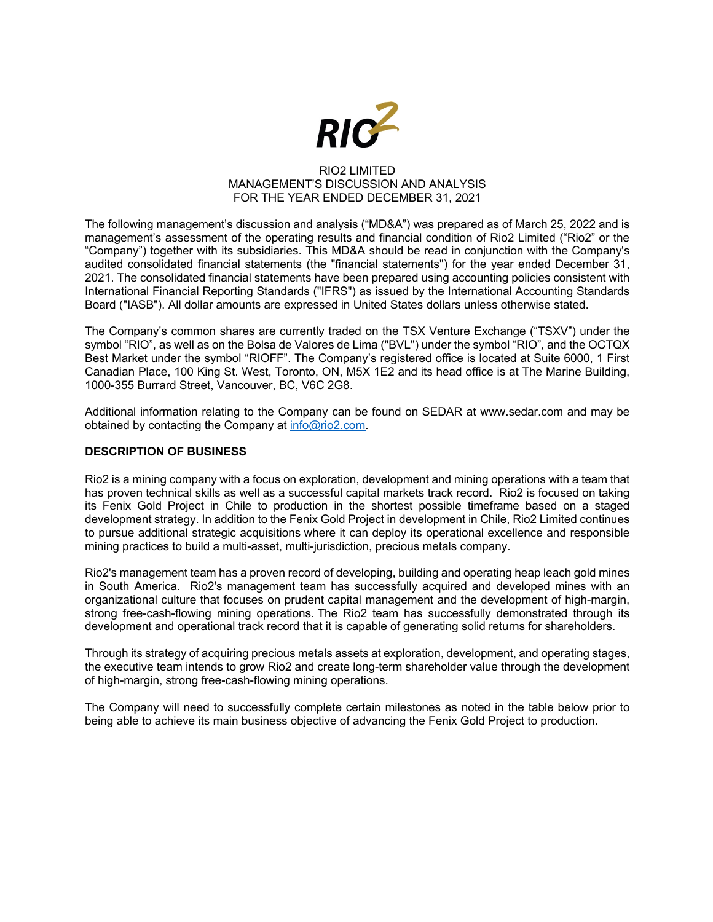RIO2 LIMITED
MANAGEMENT'S DISCUSSION AND ANALYSIS
FOR THE YEAR ENDED DECEMBER 31, 2021

The following management's discussion and analysis ("MD&A") was prepared as of March 25, 2022 and is management's assessment of the operating results and financial condition of Rio2 Limited ("Rio2" or the "Company") together with its subsidiaries. This MD&A should be read in conjunction with the Company's audited consolidated financial statements (the "financial statements") for the year ended December 31, 2021. The consolidated financial statements have been prepared using accounting policies consistent with International Financial Reporting Standards ("IFRS") as issued by the International Accounting Standards Board ("IASB"). All dollar amounts are expressed in United States dollars unless otherwise stated.

The Company's common shares are currently traded on the TSX Venture Exchange ("TSXV") under the symbol "RIO", as well as on the Bolsa de Valores de Lima ("BVL") under the symbol "RIO", and the OCTQX Best Market under the symbol "RIOFF". The Company's registered office is located at Suite 6000, 1 First Canadian Place, 100 King St. West, Toronto, ON, M5X 1E2 and its head office is at The Marine Building, 1000-355 Burrard Street, Vancouver, BC, V6C 2G8.

Additional information relating to the Company can be found on SEDAR at www.sedar.com and may be obtained by contacting the Company at info@rio2.com.

## DESCRIPTION OF BUSINESS

Rio2 is a mining company with a focus on exploration, development and mining operations with a team that has proven technical skills as well as a successful capital markets track record. Rio2 is focused on taking its Fenix Gold Project in Chile to production in the shortest possible timeframe based on a staged development strategy. In addition to the Fenix Gold Project in development in Chile, Rio2 Limited continues to pursue additional strategic acquisitions where it can deploy its operational excellence and responsible mining practices to build a multi-asset, multi-jurisdiction, precious metals company.

Rio2's management team has a proven record of developing, building and operating heap leach gold mines in South America. Rio2's management team has successfully acquired and developed mines with an organizational culture that focuses on prudent capital management and the development of high-margin, strong free-cash-flowing mining operations. The Rio2 team has successfully demonstrated through its development and operational track record that it is capable of generating solid returns for shareholders.

Through its strategy of acquiring precious metals assets at exploration, development, and operating stages, the executive team intends to grow Rio2 and create long-term shareholder value through the development of high-margin, strong free-cash-flowing mining operations.

The Company will need to successfully complete certain milestones as noted in the table below prior to being able to achieve its main business objective of advancing the Fenix Gold Project to production.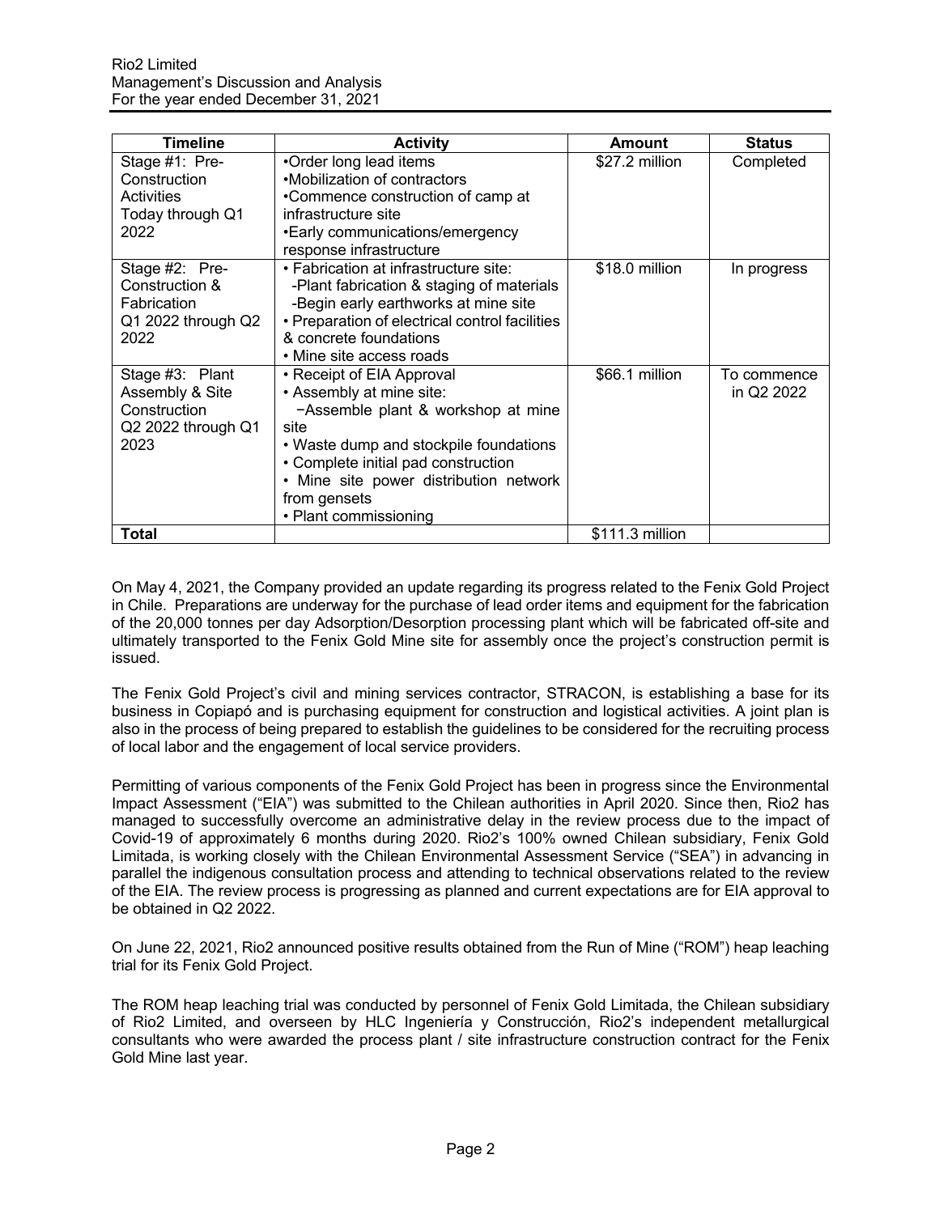| Timeline | Activity | Amount | Status |
|---|---|---|---|
| Stage #1: Pre-Construction Activities Today through Q1 2022 | •Order long lead items •Mobilization of contractors •Commence construction of camp at infrastructure site •Early communications/emergency response infrastructure | $27.2 million | Completed |
| Stage #2: Pre-Construction & Fabrication Q1 2022 through Q2 2022 | • Fabrication at infrastructure site: -Plant fabrication & staging of materials -Begin early earthworks at mine site • Preparation of electrical control facilities & concrete foundations • Mine site access roads | $18.0 million | In progress |
| Stage #3: Plant Assembly & Site Construction Q2 2022 through Q1 2023 | • Receipt of EIA Approval • Assembly at mine site: −Assemble plant & workshop at mine site • Waste dump and stockpile foundations • Complete initial pad construction • Mine site power distribution network from gensets • Plant commissioning | $66.1 million | To commence in Q2 2022 |
| **Total** | | $111.3 million | |

On May 4, 2021, the Company provided an update regarding its progress related to the Fenix Gold Project in Chile. Preparations are underway for the purchase of lead order items and equipment for the fabrication of the 20,000 tonnes per day Adsorption/Desorption processing plant which will be fabricated off-site and ultimately transported to the Fenix Gold Mine site for assembly once the project's construction permit is issued.

The Fenix Gold Project's civil and mining services contractor, STRACON, is establishing a base for its business in Copiapó and is purchasing equipment for construction and logistical activities. A joint plan is also in the process of being prepared to establish the guidelines to be considered for the recruiting process of local labor and the engagement of local service providers.

Permitting of various components of the Fenix Gold Project has been in progress since the Environmental Impact Assessment ("EIA") was submitted to the Chilean authorities in April 2020. Since then, Rio2 has managed to successfully overcome an administrative delay in the review process due to the impact of Covid-19 of approximately 6 months during 2020. Rio2's 100% owned Chilean subsidiary, Fenix Gold Limitada, is working closely with the Chilean Environmental Assessment Service ("SEA") in advancing in parallel the indigenous consultation process and attending to technical observations related to the review of the EIA. The review process is progressing as planned and current expectations are for EIA approval to be obtained in Q2 2022.

On June 22, 2021, Rio2 announced positive results obtained from the Run of Mine ("ROM") heap leaching trial for its Fenix Gold Project.

The ROM heap leaching trial was conducted by personnel of Fenix Gold Limitada, the Chilean subsidiary of Rio2 Limited, and overseen by HLC Ingeniería y Construcción, Rio2's independent metallurgical consultants who were awarded the process plant / site infrastructure construction contract for the Fenix Gold Mine last year.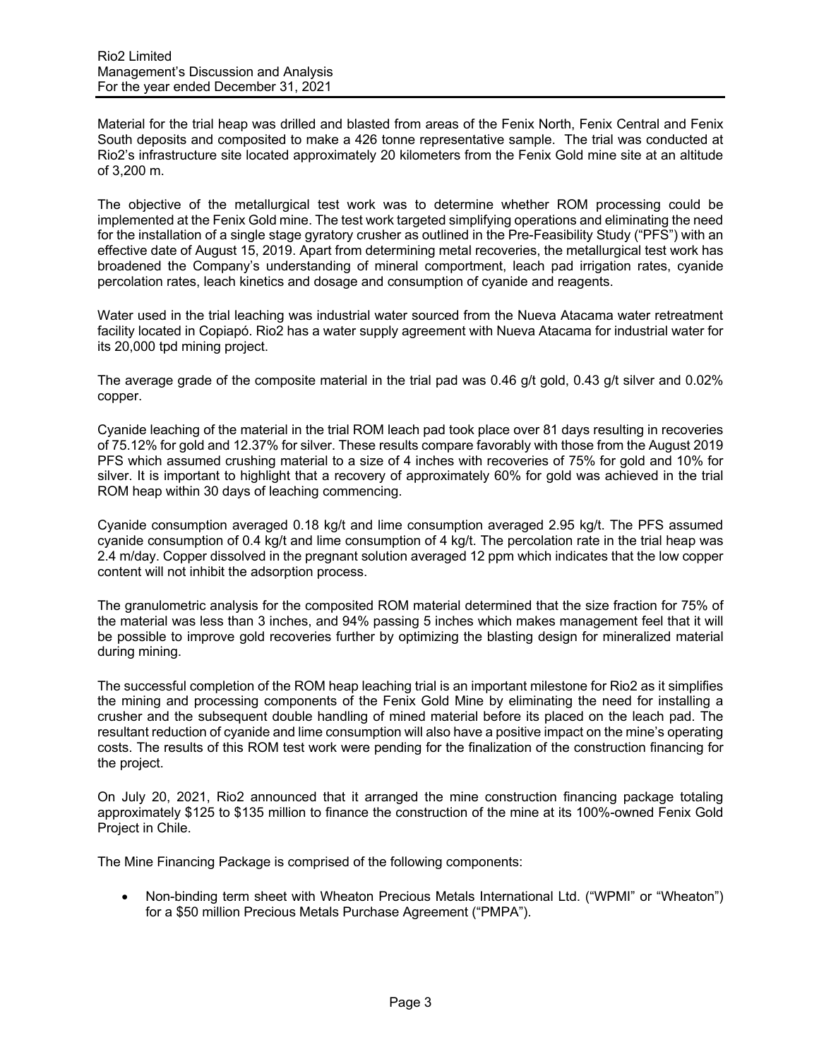Material for the trial heap was drilled and blasted from areas of the Fenix North, Fenix Central and Fenix South deposits and composited to make a 426 tonne representative sample. The trial was conducted at Rio2's infrastructure site located approximately 20 kilometers from the Fenix Gold mine site at an altitude of 3,200 m.

The objective of the metallurgical test work was to determine whether ROM processing could be implemented at the Fenix Gold mine. The test work targeted simplifying operations and eliminating the need for the installation of a single stage gyratory crusher as outlined in the Pre-Feasibility Study ("PFS") with an effective date of August 15, 2019. Apart from determining metal recoveries, the metallurgical test work has broadened the Company's understanding of mineral comportment, leach pad irrigation rates, cyanide percolation rates, leach kinetics and dosage and consumption of cyanide and reagents.

Water used in the trial leaching was industrial water sourced from the Nueva Atacama water retreatment facility located in Copiapó. Rio2 has a water supply agreement with Nueva Atacama for industrial water for its 20,000 tpd mining project.

The average grade of the composite material in the trial pad was 0.46 g/t gold, 0.43 g/t silver and 0.02% copper.

Cyanide leaching of the material in the trial ROM leach pad took place over 81 days resulting in recoveries of 75.12% for gold and 12.37% for silver. These results compare favorably with those from the August 2019 PFS which assumed crushing material to a size of 4 inches with recoveries of 75% for gold and 10% for silver. It is important to highlight that a recovery of approximately 60% for gold was achieved in the trial ROM heap within 30 days of leaching commencing.

Cyanide consumption averaged 0.18 kg/t and lime consumption averaged 2.95 kg/t. The PFS assumed cyanide consumption of 0.4 kg/t and lime consumption of 4 kg/t. The percolation rate in the trial heap was 2.4 m/day. Copper dissolved in the pregnant solution averaged 12 ppm which indicates that the low copper content will not inhibit the adsorption process.

The granulometric analysis for the composited ROM material determined that the size fraction for 75% of the material was less than 3 inches, and 94% passing 5 inches which makes management feel that it will be possible to improve gold recoveries further by optimizing the blasting design for mineralized material during mining.

The successful completion of the ROM heap leaching trial is an important milestone for Rio2 as it simplifies the mining and processing components of the Fenix Gold Mine by eliminating the need for installing a crusher and the subsequent double handling of mined material before its placed on the leach pad. The resultant reduction of cyanide and lime consumption will also have a positive impact on the mine's operating costs. The results of this ROM test work were pending for the finalization of the construction financing for the project.

On July 20, 2021, Rio2 announced that it arranged the mine construction financing package totaling approximately $125 to $135 million to finance the construction of the mine at its 100%-owned Fenix Gold Project in Chile.

The Mine Financing Package is comprised of the following components:

- Non-binding term sheet with Wheaton Precious Metals International Ltd. ("WPMI" or "Wheaton") for a $50 million Precious Metals Purchase Agreement ("PMPA").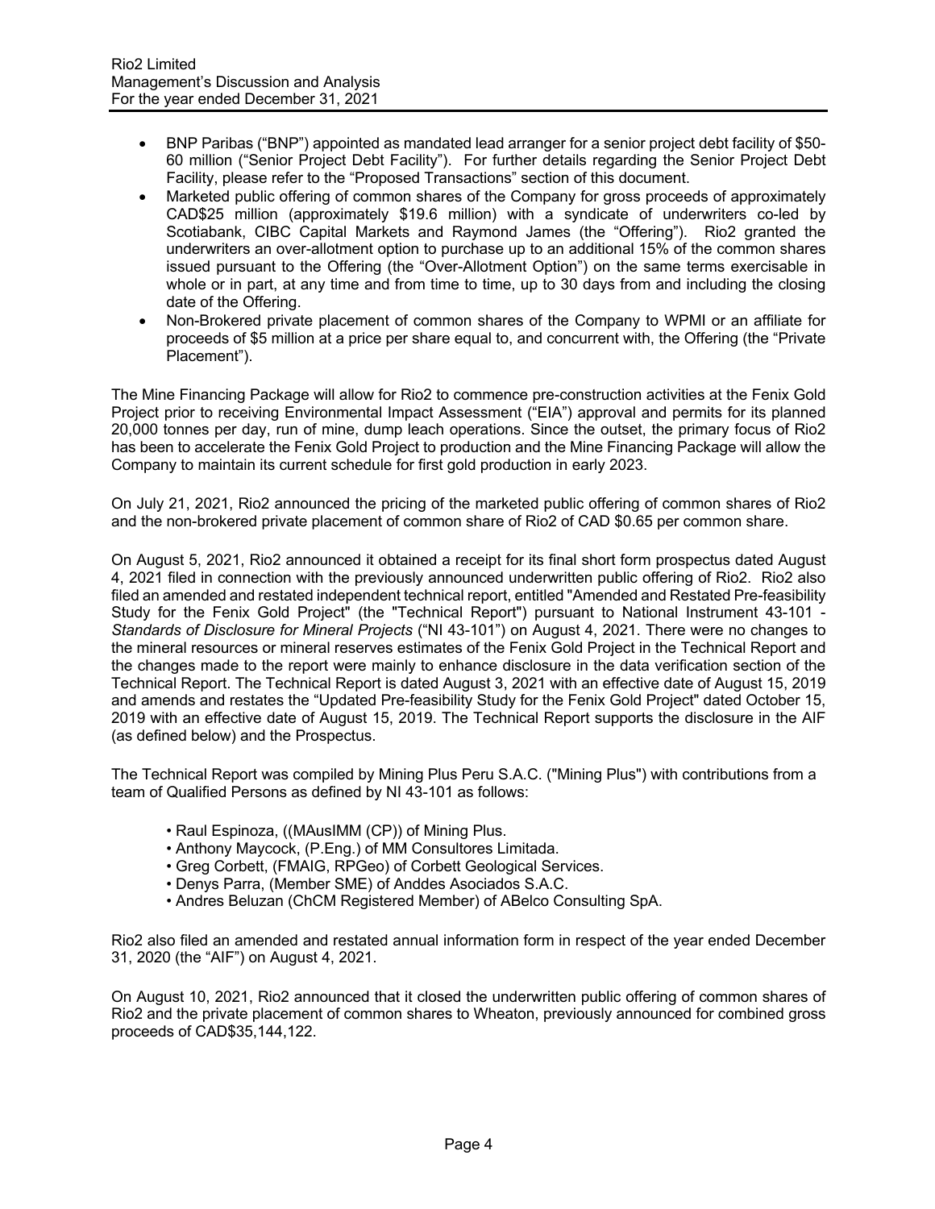- BNP Paribas ("BNP") appointed as mandated lead arranger for a senior project debt facility of $50-60 million ("Senior Project Debt Facility"). For further details regarding the Senior Project Debt Facility, please refer to the "Proposed Transactions" section of this document.
- Marketed public offering of common shares of the Company for gross proceeds of approximately CAD$25 million (approximately $19.6 million) with a syndicate of underwriters co-led by Scotiabank, CIBC Capital Markets and Raymond James (the "Offering"). Rio2 granted the underwriters an over-allotment option to purchase up to an additional 15% of the common shares issued pursuant to the Offering (the "Over-Allotment Option") on the same terms exercisable in whole or in part, at any time and from time to time, up to 30 days from and including the closing date of the Offering.
- Non-Brokered private placement of common shares of the Company to WPMI or an affiliate for proceeds of $5 million at a price per share equal to, and concurrent with, the Offering (the "Private Placement").

The Mine Financing Package will allow for Rio2 to commence pre-construction activities at the Fenix Gold Project prior to receiving Environmental Impact Assessment ("EIA") approval and permits for its planned 20,000 tonnes per day, run of mine, dump leach operations. Since the outset, the primary focus of Rio2 has been to accelerate the Fenix Gold Project to production and the Mine Financing Package will allow the Company to maintain its current schedule for first gold production in early 2023.

On July 21, 2021, Rio2 announced the pricing of the marketed public offering of common shares of Rio2 and the non-brokered private placement of common share of Rio2 of CAD $0.65 per common share.

On August 5, 2021, Rio2 announced it obtained a receipt for its final short form prospectus dated August 4, 2021 filed in connection with the previously announced underwritten public offering of Rio2. Rio2 also filed an amended and restated independent technical report, entitled "Amended and Restated Pre-feasibility Study for the Fenix Gold Project" (the "Technical Report") pursuant to National Instrument 43-101 - *Standards of Disclosure for Mineral Projects* ("NI 43-101") on August 4, 2021. There were no changes to the mineral resources or mineral reserves estimates of the Fenix Gold Project in the Technical Report and the changes made to the report were mainly to enhance disclosure in the data verification section of the Technical Report. The Technical Report is dated August 3, 2021 with an effective date of August 15, 2019 and amends and restates the "Updated Pre-feasibility Study for the Fenix Gold Project" dated October 15, 2019 with an effective date of August 15, 2019. The Technical Report supports the disclosure in the AIF (as defined below) and the Prospectus.

The Technical Report was compiled by Mining Plus Peru S.A.C. ("Mining Plus") with contributions from a team of Qualified Persons as defined by NI 43-101 as follows:

- Raul Espinoza, ((MAusIMM (CP)) of Mining Plus.
- Anthony Maycock, (P.Eng.) of MM Consultores Limitada.
- Greg Corbett, (FMAIG, RPGeo) of Corbett Geological Services.
- Denys Parra, (Member SME) of Anddes Asociados S.A.C.
- Andres Beluzan (ChCM Registered Member) of ABelco Consulting SpA.

Rio2 also filed an amended and restated annual information form in respect of the year ended December 31, 2020 (the "AIF") on August 4, 2021.

On August 10, 2021, Rio2 announced that it closed the underwritten public offering of common shares of Rio2 and the private placement of common shares to Wheaton, previously announced for combined gross proceeds of CAD$35,144,122.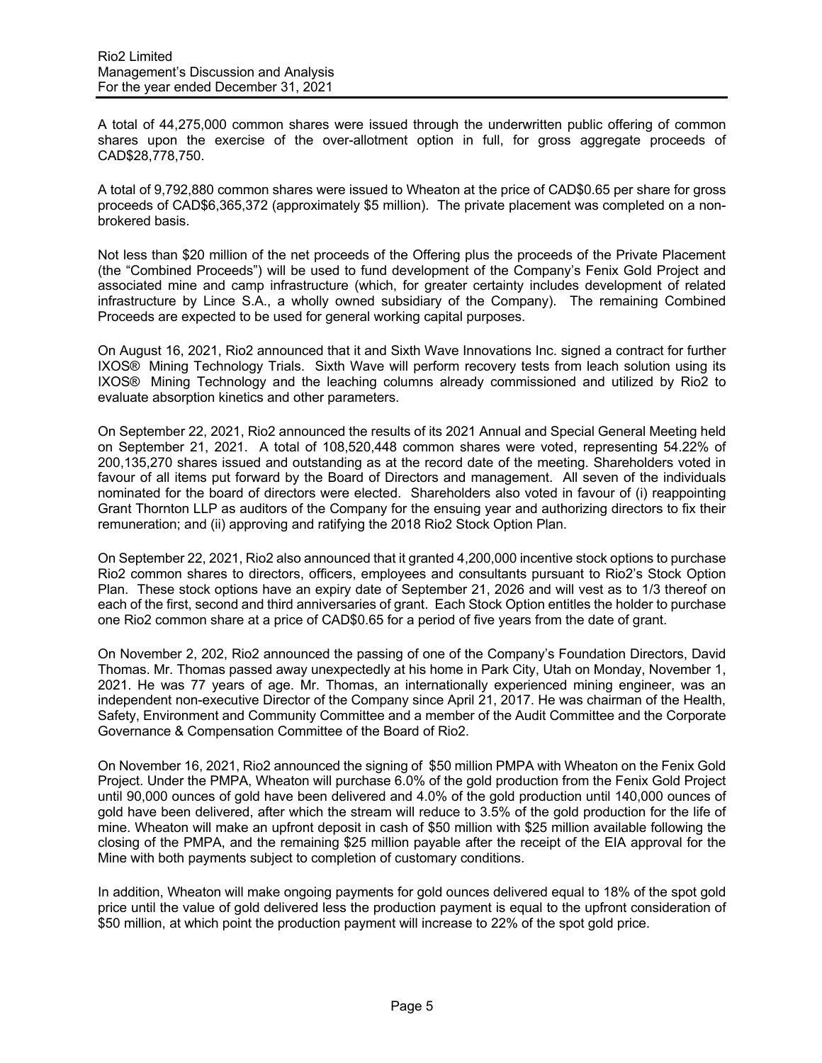A total of 44,275,000 common shares were issued through the underwritten public offering of common shares upon the exercise of the over-allotment option in full, for gross aggregate proceeds of CAD$28,778,750.

A total of 9,792,880 common shares were issued to Wheaton at the price of CAD$0.65 per share for gross proceeds of CAD$6,365,372 (approximately $5 million). The private placement was completed on a non-brokered basis.

Not less than $20 million of the net proceeds of the Offering plus the proceeds of the Private Placement (the "Combined Proceeds") will be used to fund development of the Company's Fenix Gold Project and associated mine and camp infrastructure (which, for greater certainty includes development of related infrastructure by Lince S.A., a wholly owned subsidiary of the Company). The remaining Combined Proceeds are expected to be used for general working capital purposes.

On August 16, 2021, Rio2 announced that it and Sixth Wave Innovations Inc. signed a contract for further IXOS® Mining Technology Trials. Sixth Wave will perform recovery tests from leach solution using its IXOS® Mining Technology and the leaching columns already commissioned and utilized by Rio2 to evaluate absorption kinetics and other parameters.

On September 22, 2021, Rio2 announced the results of its 2021 Annual and Special General Meeting held on September 21, 2021. A total of 108,520,448 common shares were voted, representing 54.22% of 200,135,270 shares issued and outstanding as at the record date of the meeting. Shareholders voted in favour of all items put forward by the Board of Directors and management. All seven of the individuals nominated for the board of directors were elected. Shareholders also voted in favour of (i) reappointing Grant Thornton LLP as auditors of the Company for the ensuing year and authorizing directors to fix their remuneration; and (ii) approving and ratifying the 2018 Rio2 Stock Option Plan.

On September 22, 2021, Rio2 also announced that it granted 4,200,000 incentive stock options to purchase Rio2 common shares to directors, officers, employees and consultants pursuant to Rio2's Stock Option Plan. These stock options have an expiry date of September 21, 2026 and will vest as to 1/3 thereof on each of the first, second and third anniversaries of grant. Each Stock Option entitles the holder to purchase one Rio2 common share at a price of CAD$0.65 for a period of five years from the date of grant.

On November 2, 202, Rio2 announced the passing of one of the Company's Foundation Directors, David Thomas. Mr. Thomas passed away unexpectedly at his home in Park City, Utah on Monday, November 1, 2021. He was 77 years of age. Mr. Thomas, an internationally experienced mining engineer, was an independent non-executive Director of the Company since April 21, 2017. He was chairman of the Health, Safety, Environment and Community Committee and a member of the Audit Committee and the Corporate Governance & Compensation Committee of the Board of Rio2.

On November 16, 2021, Rio2 announced the signing of $50 million PMPA with Wheaton on the Fenix Gold Project. Under the PMPA, Wheaton will purchase 6.0% of the gold production from the Fenix Gold Project until 90,000 ounces of gold have been delivered and 4.0% of the gold production until 140,000 ounces of gold have been delivered, after which the stream will reduce to 3.5% of the gold production for the life of mine. Wheaton will make an upfront deposit in cash of $50 million with $25 million available following the closing of the PMPA, and the remaining $25 million payable after the receipt of the EIA approval for the Mine with both payments subject to completion of customary conditions.

In addition, Wheaton will make ongoing payments for gold ounces delivered equal to 18% of the spot gold price until the value of gold delivered less the production payment is equal to the upfront consideration of $50 million, at which point the production payment will increase to 22% of the spot gold price.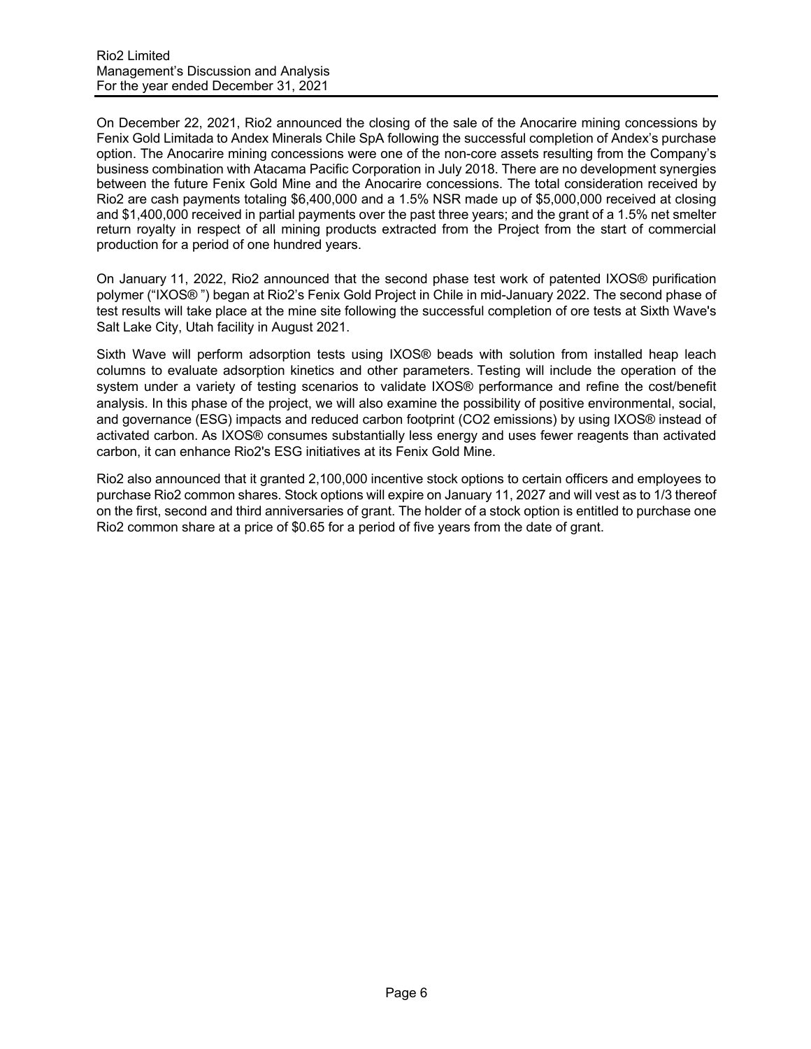On December 22, 2021, Rio2 announced the closing of the sale of the Anocarire mining concessions by Fenix Gold Limitada to Andex Minerals Chile SpA following the successful completion of Andex's purchase option. The Anocarire mining concessions were one of the non-core assets resulting from the Company's business combination with Atacama Pacific Corporation in July 2018. There are no development synergies between the future Fenix Gold Mine and the Anocarire concessions. The total consideration received by Rio2 are cash payments totaling $6,400,000 and a 1.5% NSR made up of $5,000,000 received at closing and $1,400,000 received in partial payments over the past three years; and the grant of a 1.5% net smelter return royalty in respect of all mining products extracted from the Project from the start of commercial production for a period of one hundred years.

On January 11, 2022, Rio2 announced that the second phase test work of patented IXOS® purification polymer ("IXOS® ") began at Rio2's Fenix Gold Project in Chile in mid-January 2022. The second phase of test results will take place at the mine site following the successful completion of ore tests at Sixth Wave's Salt Lake City, Utah facility in August 2021.

Sixth Wave will perform adsorption tests using IXOS® beads with solution from installed heap leach columns to evaluate adsorption kinetics and other parameters. Testing will include the operation of the system under a variety of testing scenarios to validate IXOS® performance and refine the cost/benefit analysis. In this phase of the project, we will also examine the possibility of positive environmental, social, and governance (ESG) impacts and reduced carbon footprint ($CO_2$ emissions) by using IXOS® instead of activated carbon. As IXOS® consumes substantially less energy and uses fewer reagents than activated carbon, it can enhance Rio2's ESG initiatives at its Fenix Gold Mine.

Rio2 also announced that it granted 2,100,000 incentive stock options to certain officers and employees to purchase Rio2 common shares. Stock options will expire on January 11, 2027 and will vest as to 1/3 thereof on the first, second and third anniversaries of grant. The holder of a stock option is entitled to purchase one Rio2 common share at a price of $0.65 for a period of five years from the date of grant.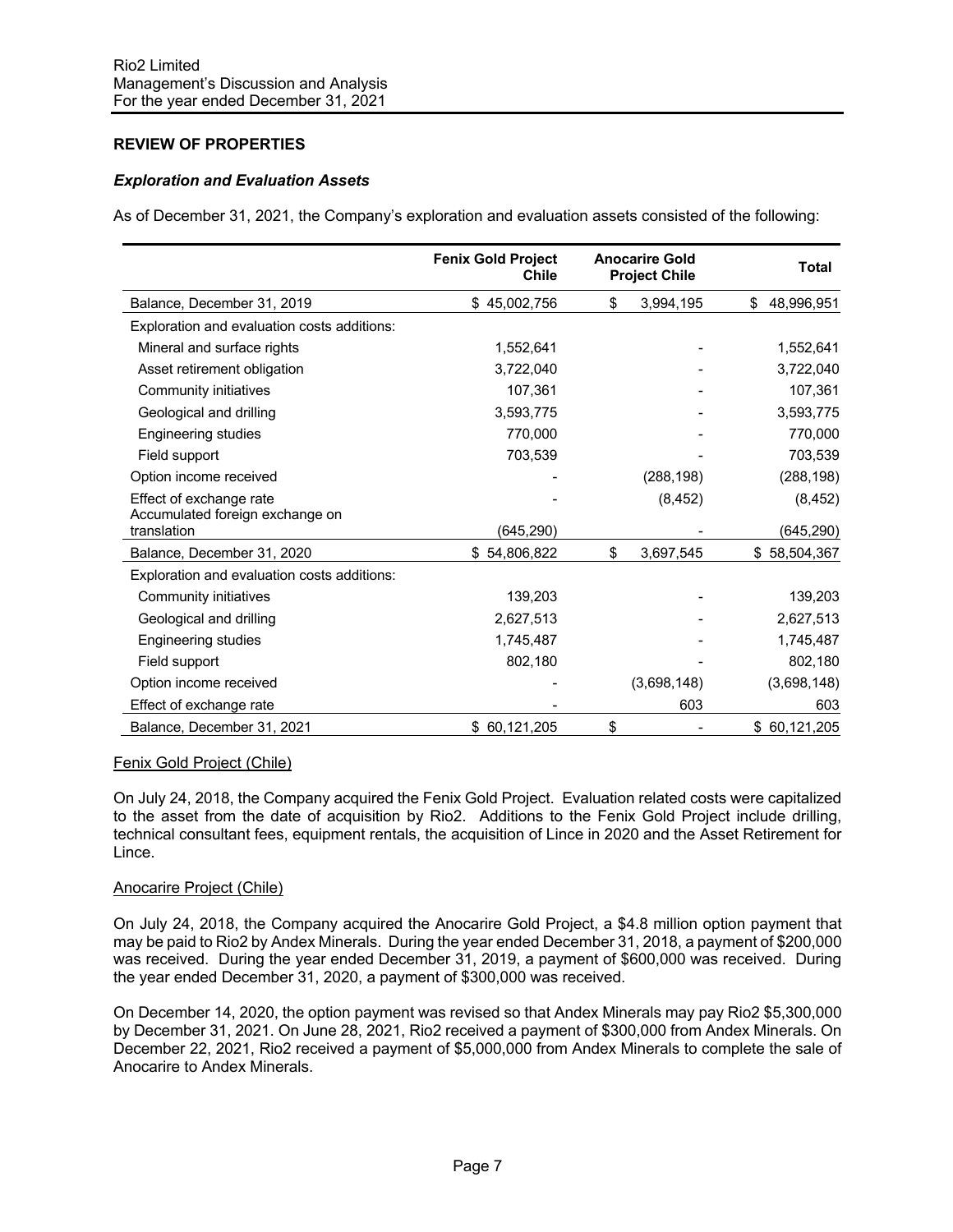## REVIEW OF PROPERTIES

### *Exploration and Evaluation Assets*

As of December 31, 2021, the Company's exploration and evaluation assets consisted of the following:

| | Fenix Gold Project Chile | Anocarire Gold Project Chile | Total |
|---|---|---|---|
| Balance, December 31, 2019 | $ 45,002,756 | $ 3,994,195 | $ 48,996,951 |
| Exploration and evaluation costs additions: | | | |
| Mineral and surface rights | 1,552,641 | - | 1,552,641 |
| Asset retirement obligation | 3,722,040 | - | 3,722,040 |
| Community initiatives | 107,361 | - | 107,361 |
| Geological and drilling | 3,593,775 | - | 3,593,775 |
| Engineering studies | 770,000 | - | 770,000 |
| Field support | 703,539 | - | 703,539 |
| Option income received | - | (288,198) | (288,198) |
| Effect of exchange rate | - | (8,452) | (8,452) |
| Accumulated foreign exchange on translation | (645,290) | - | (645,290) |
| Balance, December 31, 2020 | $ 54,806,822 | $ 3,697,545 | $ 58,504,367 |
| Exploration and evaluation costs additions: | | | |
| Community initiatives | 139,203 | - | 139,203 |
| Geological and drilling | 2,627,513 | - | 2,627,513 |
| Engineering studies | 1,745,487 | - | 1,745,487 |
| Field support | 802,180 | - | 802,180 |
| Option income received | - | (3,698,148) | (3,698,148) |
| Effect of exchange rate | - | 603 | 603 |
| Balance, December 31, 2021 | $ 60,121,205 | $ - | $ 60,121,205 |

Fenix Gold Project (Chile)

On July 24, 2018, the Company acquired the Fenix Gold Project. Evaluation related costs were capitalized to the asset from the date of acquisition by Rio2. Additions to the Fenix Gold Project include drilling, technical consultant fees, equipment rentals, the acquisition of Lince in 2020 and the Asset Retirement for Lince.

Anocarire Project (Chile)

On July 24, 2018, the Company acquired the Anocarire Gold Project, a $4.8 million option payment that may be paid to Rio2 by Andex Minerals. During the year ended December 31, 2018, a payment of $200,000 was received. During the year ended December 31, 2019, a payment of $600,000 was received. During the year ended December 31, 2020, a payment of $300,000 was received.

On December 14, 2020, the option payment was revised so that Andex Minerals may pay Rio2 $5,300,000 by December 31, 2021. On June 28, 2021, Rio2 received a payment of $300,000 from Andex Minerals. On December 22, 2021, Rio2 received a payment of $5,000,000 from Andex Minerals to complete the sale of Anocarire to Andex Minerals.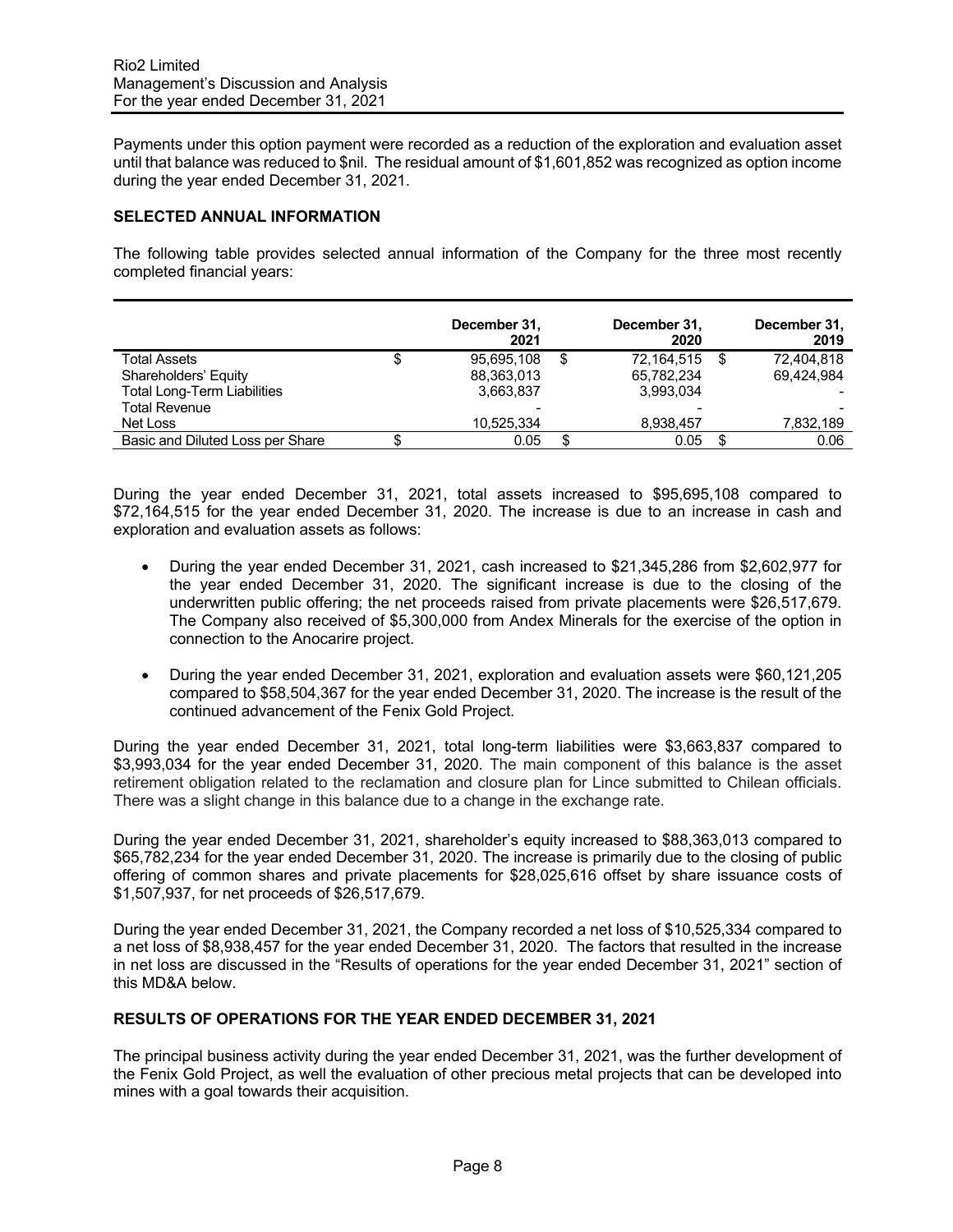Payments under this option payment were recorded as a reduction of the exploration and evaluation asset until that balance was reduced to $nil. The residual amount of $1,601,852 was recognized as option income during the year ended December 31, 2021.

## SELECTED ANNUAL INFORMATION

The following table provides selected annual information of the Company for the three most recently completed financial years:

| | December 31, 2021 | December 31, 2020 | December 31, 2019 |
|---|---|---|---|
| Total Assets | $ 95,695,108 | $ 72,164,515 | $ 72,404,818 |
| Shareholders' Equity | 88,363,013 | 65,782,234 | 69,424,984 |
| Total Long-Term Liabilities | 3,663,837 | 3,993,034 | - |
| Total Revenue | - | - | - |
| Net Loss | 10,525,334 | 8,938,457 | 7,832,189 |
| Basic and Diluted Loss per Share | $ 0.05 | $ 0.05 | $ 0.06 |

During the year ended December 31, 2021, total assets increased to $95,695,108 compared to $72,164,515 for the year ended December 31, 2020. The increase is due to an increase in cash and exploration and evaluation assets as follows:

- During the year ended December 31, 2021, cash increased to $21,345,286 from $2,602,977 for the year ended December 31, 2020. The significant increase is due to the closing of the underwritten public offering; the net proceeds raised from private placements were $26,517,679. The Company also received of $5,300,000 from Andex Minerals for the exercise of the option in connection to the Anocarire project.
- During the year ended December 31, 2021, exploration and evaluation assets were $60,121,205 compared to $58,504,367 for the year ended December 31, 2020. The increase is the result of the continued advancement of the Fenix Gold Project.

During the year ended December 31, 2021, total long-term liabilities were $3,663,837 compared to $3,993,034 for the year ended December 31, 2020. The main component of this balance is the asset retirement obligation related to the reclamation and closure plan for Lince submitted to Chilean officials. There was a slight change in this balance due to a change in the exchange rate.

During the year ended December 31, 2021, shareholder's equity increased to $88,363,013 compared to $65,782,234 for the year ended December 31, 2020. The increase is primarily due to the closing of public offering of common shares and private placements for $28,025,616 offset by share issuance costs of $1,507,937, for net proceeds of $26,517,679.

During the year ended December 31, 2021, the Company recorded a net loss of $10,525,334 compared to a net loss of $8,938,457 for the year ended December 31, 2020. The factors that resulted in the increase in net loss are discussed in the "Results of operations for the year ended December 31, 2021" section of this MD&A below.

## RESULTS OF OPERATIONS FOR THE YEAR ENDED DECEMBER 31, 2021

The principal business activity during the year ended December 31, 2021, was the further development of the Fenix Gold Project, as well the evaluation of other precious metal projects that can be developed into mines with a goal towards their acquisition.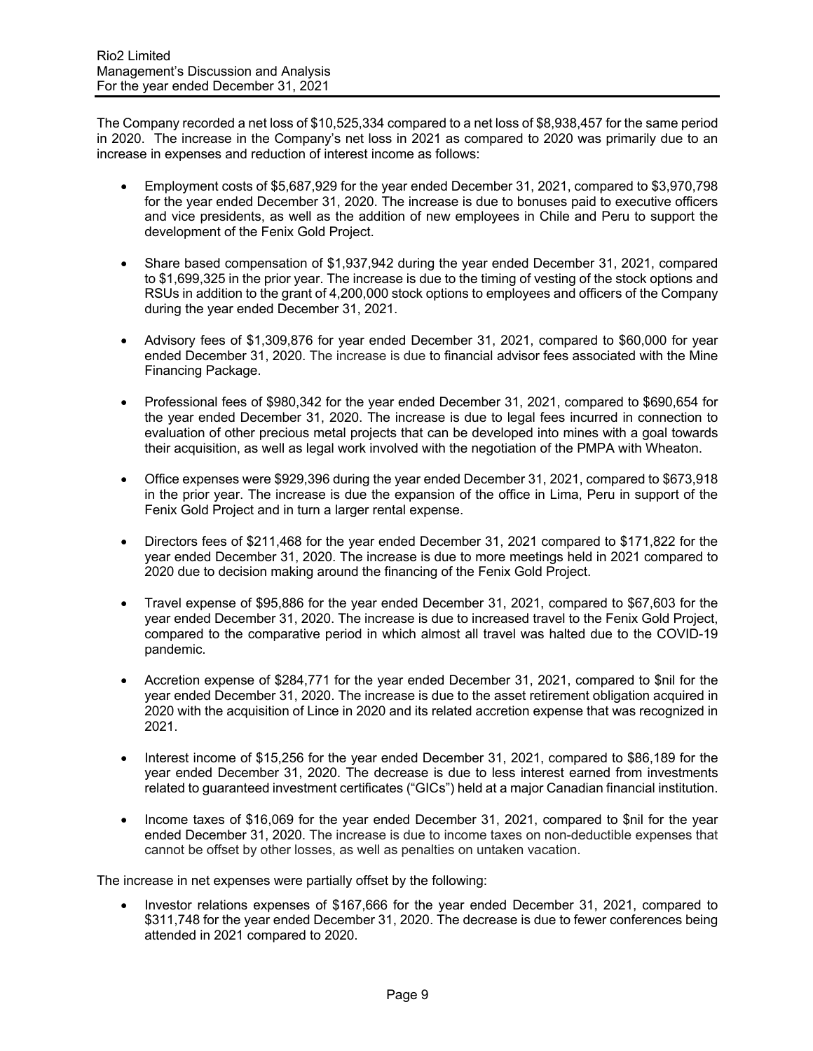The Company recorded a net loss of $10,525,334 compared to a net loss of $8,938,457 for the same period in 2020. The increase in the Company's net loss in 2021 as compared to 2020 was primarily due to an increase in expenses and reduction of interest income as follows:

- Employment costs of $5,687,929 for the year ended December 31, 2021, compared to $3,970,798 for the year ended December 31, 2020. The increase is due to bonuses paid to executive officers and vice presidents, as well as the addition of new employees in Chile and Peru to support the development of the Fenix Gold Project.
- Share based compensation of $1,937,942 during the year ended December 31, 2021, compared to $1,699,325 in the prior year. The increase is due to the timing of vesting of the stock options and RSUs in addition to the grant of 4,200,000 stock options to employees and officers of the Company during the year ended December 31, 2021.
- Advisory fees of $1,309,876 for year ended December 31, 2021, compared to $60,000 for year ended December 31, 2020. The increase is due to financial advisor fees associated with the Mine Financing Package.
- Professional fees of $980,342 for the year ended December 31, 2021, compared to $690,654 for the year ended December 31, 2020. The increase is due to legal fees incurred in connection to evaluation of other precious metal projects that can be developed into mines with a goal towards their acquisition, as well as legal work involved with the negotiation of the PMPA with Wheaton.
- Office expenses were $929,396 during the year ended December 31, 2021, compared to $673,918 in the prior year. The increase is due the expansion of the office in Lima, Peru in support of the Fenix Gold Project and in turn a larger rental expense.
- Directors fees of $211,468 for the year ended December 31, 2021 compared to $171,822 for the year ended December 31, 2020. The increase is due to more meetings held in 2021 compared to 2020 due to decision making around the financing of the Fenix Gold Project.
- Travel expense of $95,886 for the year ended December 31, 2021, compared to $67,603 for the year ended December 31, 2020. The increase is due to increased travel to the Fenix Gold Project, compared to the comparative period in which almost all travel was halted due to the COVID-19 pandemic.
- Accretion expense of $284,771 for the year ended December 31, 2021, compared to $nil for the year ended December 31, 2020. The increase is due to the asset retirement obligation acquired in 2020 with the acquisition of Lince in 2020 and its related accretion expense that was recognized in 2021.
- Interest income of $15,256 for the year ended December 31, 2021, compared to $86,189 for the year ended December 31, 2020. The decrease is due to less interest earned from investments related to guaranteed investment certificates ("GICs") held at a major Canadian financial institution.
- Income taxes of $16,069 for the year ended December 31, 2021, compared to $nil for the year ended December 31, 2020. The increase is due to income taxes on non-deductible expenses that cannot be offset by other losses, as well as penalties on untaken vacation.

The increase in net expenses were partially offset by the following:

- Investor relations expenses of $167,666 for the year ended December 31, 2021, compared to $311,748 for the year ended December 31, 2020. The decrease is due to fewer conferences being attended in 2021 compared to 2020.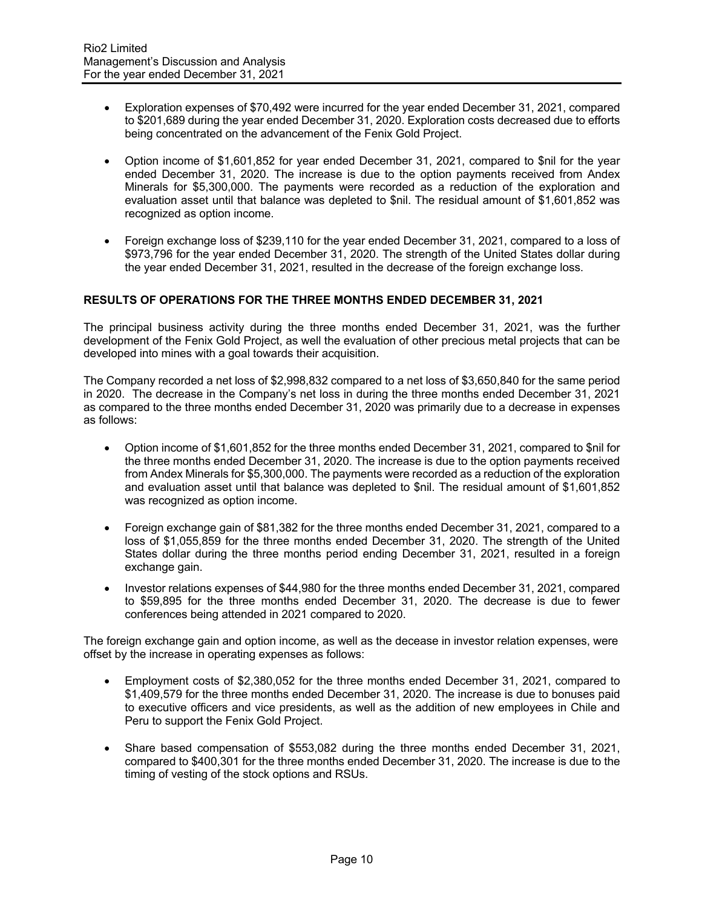- Exploration expenses of $70,492 were incurred for the year ended December 31, 2021, compared to $201,689 during the year ended December 31, 2020. Exploration costs decreased due to efforts being concentrated on the advancement of the Fenix Gold Project.

- Option income of $1,601,852 for year ended December 31, 2021, compared to $nil for the year ended December 31, 2020. The increase is due to the option payments received from Andex Minerals for $5,300,000. The payments were recorded as a reduction of the exploration and evaluation asset until that balance was depleted to $nil. The residual amount of $1,601,852 was recognized as option income.

- Foreign exchange loss of $239,110 for the year ended December 31, 2021, compared to a loss of $973,796 for the year ended December 31, 2020. The strength of the United States dollar during the year ended December 31, 2021, resulted in the decrease of the foreign exchange loss.

## RESULTS OF OPERATIONS FOR THE THREE MONTHS ENDED DECEMBER 31, 2021

The principal business activity during the three months ended December 31, 2021, was the further development of the Fenix Gold Project, as well the evaluation of other precious metal projects that can be developed into mines with a goal towards their acquisition.

The Company recorded a net loss of $2,998,832 compared to a net loss of $3,650,840 for the same period in 2020. The decrease in the Company's net loss in during the three months ended December 31, 2021 as compared to the three months ended December 31, 2020 was primarily due to a decrease in expenses as follows:

- Option income of $1,601,852 for the three months ended December 31, 2021, compared to $nil for the three months ended December 31, 2020. The increase is due to the option payments received from Andex Minerals for $5,300,000. The payments were recorded as a reduction of the exploration and evaluation asset until that balance was depleted to $nil. The residual amount of $1,601,852 was recognized as option income.

- Foreign exchange gain of $81,382 for the three months ended December 31, 2021, compared to a loss of $1,055,859 for the three months ended December 31, 2020. The strength of the United States dollar during the three months period ending December 31, 2021, resulted in a foreign exchange gain.

- Investor relations expenses of $44,980 for the three months ended December 31, 2021, compared to $59,895 for the three months ended December 31, 2020. The decrease is due to fewer conferences being attended in 2021 compared to 2020.

The foreign exchange gain and option income, as well as the decease in investor relation expenses, were offset by the increase in operating expenses as follows:

- Employment costs of $2,380,052 for the three months ended December 31, 2021, compared to $1,409,579 for the three months ended December 31, 2020. The increase is due to bonuses paid to executive officers and vice presidents, as well as the addition of new employees in Chile and Peru to support the Fenix Gold Project.

- Share based compensation of $553,082 during the three months ended December 31, 2021, compared to $400,301 for the three months ended December 31, 2020. The increase is due to the timing of vesting of the stock options and RSUs.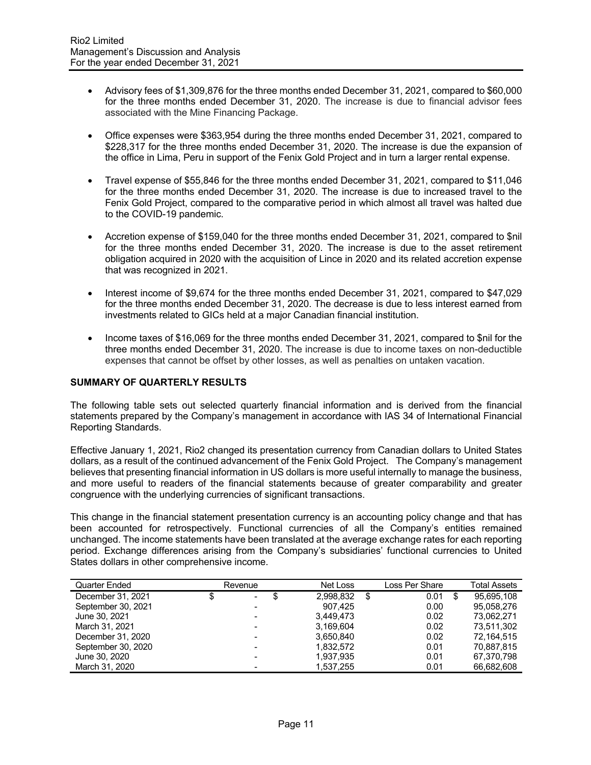- Advisory fees of $1,309,876 for the three months ended December 31, 2021, compared to $60,000 for the three months ended December 31, 2020. The increase is due to financial advisor fees associated with the Mine Financing Package.

- Office expenses were $363,954 during the three months ended December 31, 2021, compared to $228,317 for the three months ended December 31, 2020. The increase is due the expansion of the office in Lima, Peru in support of the Fenix Gold Project and in turn a larger rental expense.

- Travel expense of $55,846 for the three months ended December 31, 2021, compared to $11,046 for the three months ended December 31, 2020. The increase is due to increased travel to the Fenix Gold Project, compared to the comparative period in which almost all travel was halted due to the COVID-19 pandemic.

- Accretion expense of $159,040 for the three months ended December 31, 2021, compared to $nil for the three months ended December 31, 2020. The increase is due to the asset retirement obligation acquired in 2020 with the acquisition of Lince in 2020 and its related accretion expense that was recognized in 2021.

- Interest income of $9,674 for the three months ended December 31, 2021, compared to $47,029 for the three months ended December 31, 2020. The decrease is due to less interest earned from investments related to GICs held at a major Canadian financial institution.

- Income taxes of $16,069 for the three months ended December 31, 2021, compared to $nil for the three months ended December 31, 2020. The increase is due to income taxes on non-deductible expenses that cannot be offset by other losses, as well as penalties on untaken vacation.

## SUMMARY OF QUARTERLY RESULTS

The following table sets out selected quarterly financial information and is derived from the financial statements prepared by the Company's management in accordance with IAS 34 of International Financial Reporting Standards.

Effective January 1, 2021, Rio2 changed its presentation currency from Canadian dollars to United States dollars, as a result of the continued advancement of the Fenix Gold Project. The Company's management believes that presenting financial information in US dollars is more useful internally to manage the business, and more useful to readers of the financial statements because of greater comparability and greater congruence with the underlying currencies of significant transactions.

This change in the financial statement presentation currency is an accounting policy change and that has been accounted for retrospectively. Functional currencies of all the Company's entities remained unchanged. The income statements have been translated at the average exchange rates for each reporting period. Exchange differences arising from the Company's subsidiaries' functional currencies to United States dollars in other comprehensive income.

| Quarter Ended | Revenue | Net Loss | Loss Per Share | Total Assets |
|---|---|---|---|---|
| December 31, 2021 | $ - | $ 2,998,832 | $ 0.01 | $ 95,695,108 |
| September 30, 2021 | - | 907,425 | 0.00 | 95,058,276 |
| June 30, 2021 | - | 3,449,473 | 0.02 | 73,062,271 |
| March 31, 2021 | - | 3,169,604 | 0.02 | 73,511,302 |
| December 31, 2020 | - | 3,650,840 | 0.02 | 72,164,515 |
| September 30, 2020 | - | 1,832,572 | 0.01 | 70,887,815 |
| June 30, 2020 | - | 1,937,935 | 0.01 | 67,370,798 |
| March 31, 2020 | - | 1,537,255 | 0.01 | 66,682,608 |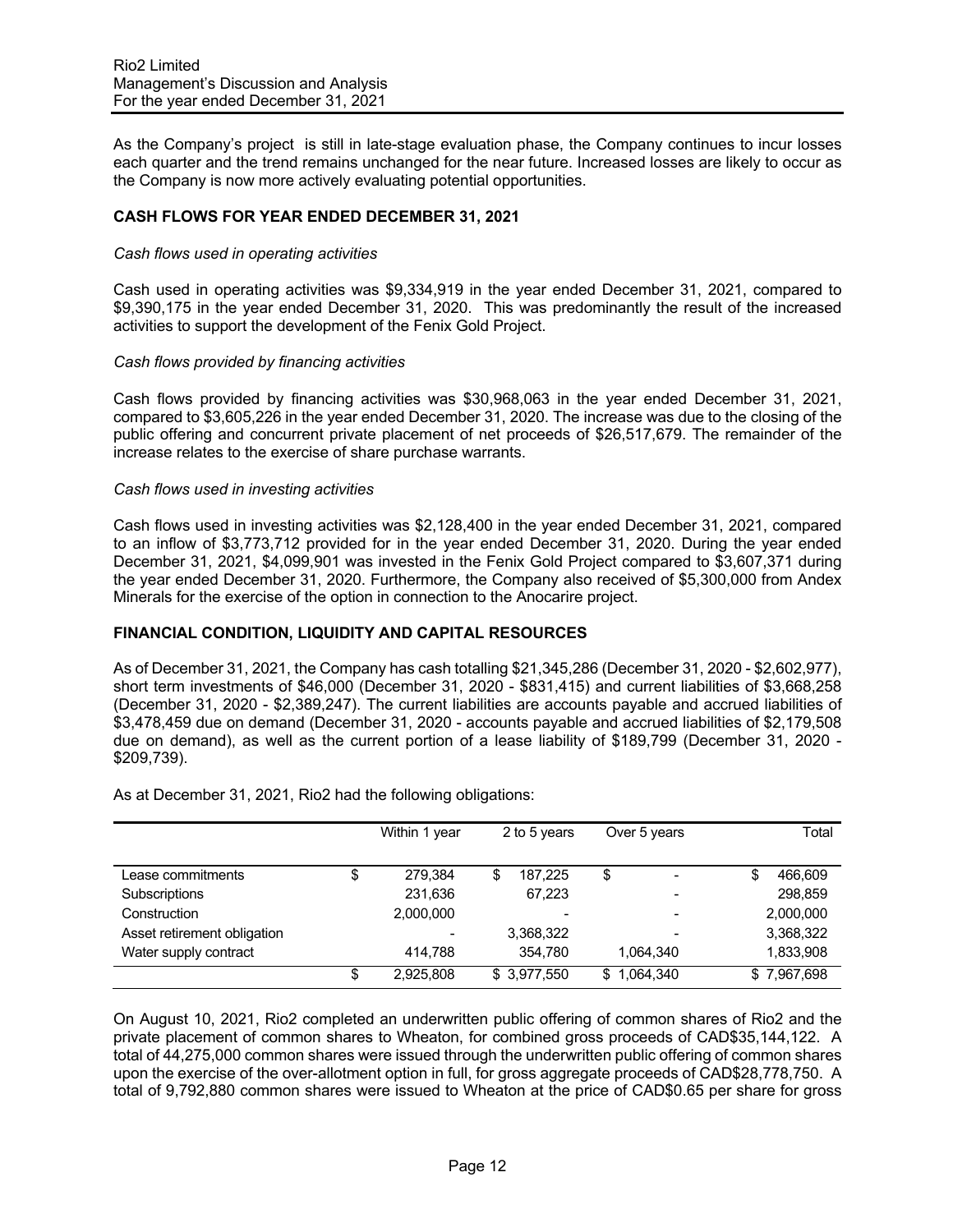As the Company's project is still in late-stage evaluation phase, the Company continues to incur losses each quarter and the trend remains unchanged for the near future. Increased losses are likely to occur as the Company is now more actively evaluating potential opportunities.

## CASH FLOWS FOR YEAR ENDED DECEMBER 31, 2021

*Cash flows used in operating activities*

Cash used in operating activities was $9,334,919 in the year ended December 31, 2021, compared to $9,390,175 in the year ended December 31, 2020. This was predominantly the result of the increased activities to support the development of the Fenix Gold Project.

*Cash flows provided by financing activities*

Cash flows provided by financing activities was $30,968,063 in the year ended December 31, 2021, compared to $3,605,226 in the year ended December 31, 2020. The increase was due to the closing of the public offering and concurrent private placement of net proceeds of $26,517,679. The remainder of the increase relates to the exercise of share purchase warrants.

*Cash flows used in investing activities*

Cash flows used in investing activities was $2,128,400 in the year ended December 31, 2021, compared to an inflow of $3,773,712 provided for in the year ended December 31, 2020. During the year ended December 31, 2021, $4,099,901 was invested in the Fenix Gold Project compared to $3,607,371 during the year ended December 31, 2020. Furthermore, the Company also received of $5,300,000 from Andex Minerals for the exercise of the option in connection to the Anocarire project.

## FINANCIAL CONDITION, LIQUIDITY AND CAPITAL RESOURCES

As of December 31, 2021, the Company has cash totalling $21,345,286 (December 31, 2020 - $2,602,977), short term investments of $46,000 (December 31, 2020 - $831,415) and current liabilities of $3,668,258 (December 31, 2020 - $2,389,247). The current liabilities are accounts payable and accrued liabilities of $3,478,459 due on demand (December 31, 2020 - accounts payable and accrued liabilities of $2,179,508 due on demand), as well as the current portion of a lease liability of $189,799 (December 31, 2020 - $209,739).

As at December 31, 2021, Rio2 had the following obligations:

| | Within 1 year | 2 to 5 years | Over 5 years | Total |
|---|---|---|---|---|
| Lease commitments | $ 279,384 | $ 187,225 | $ - | $ 466,609 |
| Subscriptions | 231,636 | 67,223 | - | 298,859 |
| Construction | 2,000,000 | - | - | 2,000,000 |
| Asset retirement obligation | - | 3,368,322 | - | 3,368,322 |
| Water supply contract | 414,788 | 354,780 | 1,064,340 | 1,833,908 |
| | $ 2,925,808 | $ 3,977,550 | $ 1,064,340 | $ 7,967,698 |

On August 10, 2021, Rio2 completed an underwritten public offering of common shares of Rio2 and the private placement of common shares to Wheaton, for combined gross proceeds of CAD$35,144,122. A total of 44,275,000 common shares were issued through the underwritten public offering of common shares upon the exercise of the over-allotment option in full, for gross aggregate proceeds of CAD$28,778,750. A total of 9,792,880 common shares were issued to Wheaton at the price of CAD$0.65 per share for gross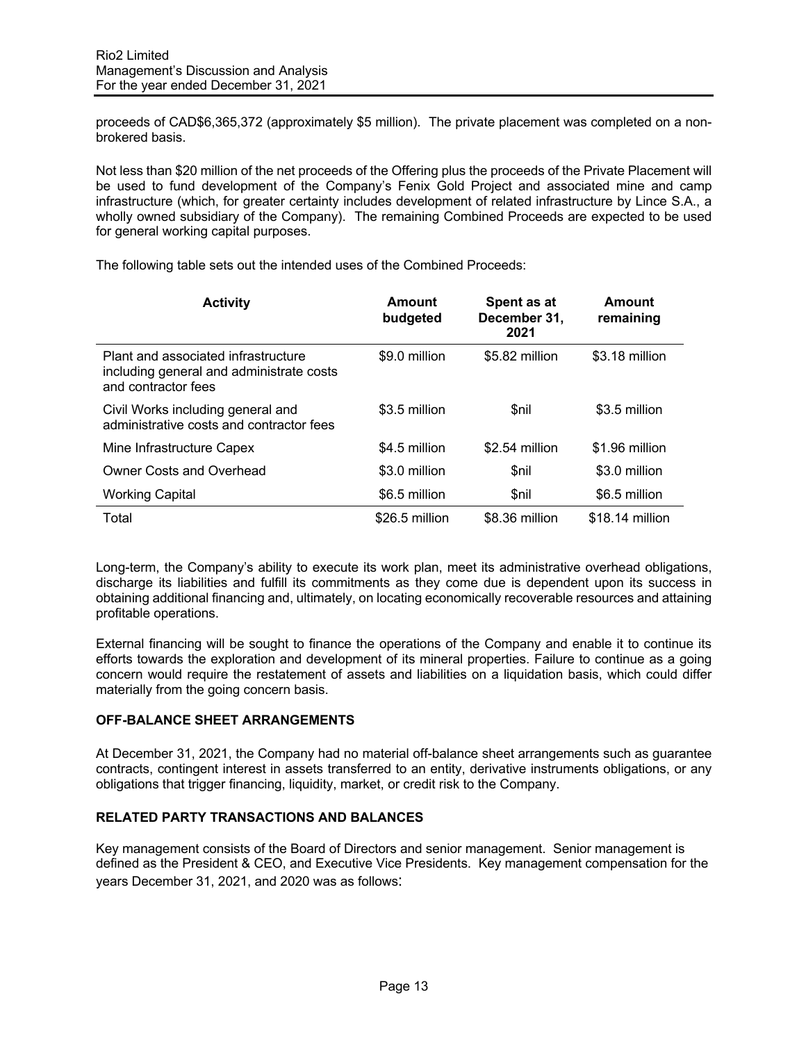proceeds of CAD$6,365,372 (approximately $5 million). The private placement was completed on a non-brokered basis.

Not less than $20 million of the net proceeds of the Offering plus the proceeds of the Private Placement will be used to fund development of the Company's Fenix Gold Project and associated mine and camp infrastructure (which, for greater certainty includes development of related infrastructure by Lince S.A., a wholly owned subsidiary of the Company). The remaining Combined Proceeds are expected to be used for general working capital purposes.

The following table sets out the intended uses of the Combined Proceeds:

| Activity | Amount budgeted | Spent as at December 31, 2021 | Amount remaining |
|---|---|---|---|
| Plant and associated infrastructure including general and administrate costs and contractor fees | $9.0 million | $5.82 million | $3.18 million |
| Civil Works including general and administrative costs and contractor fees | $3.5 million | $nil | $3.5 million |
| Mine Infrastructure Capex | $4.5 million | $2.54 million | $1.96 million |
| Owner Costs and Overhead | $3.0 million | $nil | $3.0 million |
| Working Capital | $6.5 million | $nil | $6.5 million |
| Total | $26.5 million | $8.36 million | $18.14 million |

Long-term, the Company's ability to execute its work plan, meet its administrative overhead obligations, discharge its liabilities and fulfill its commitments as they come due is dependent upon its success in obtaining additional financing and, ultimately, on locating economically recoverable resources and attaining profitable operations.

External financing will be sought to finance the operations of the Company and enable it to continue its efforts towards the exploration and development of its mineral properties. Failure to continue as a going concern would require the restatement of assets and liabilities on a liquidation basis, which could differ materially from the going concern basis.

## OFF-BALANCE SHEET ARRANGEMENTS

At December 31, 2021, the Company had no material off-balance sheet arrangements such as guarantee contracts, contingent interest in assets transferred to an entity, derivative instruments obligations, or any obligations that trigger financing, liquidity, market, or credit risk to the Company.

## RELATED PARTY TRANSACTIONS AND BALANCES

Key management consists of the Board of Directors and senior management. Senior management is defined as the President & CEO, and Executive Vice Presidents. Key management compensation for the years December 31, 2021, and 2020 was as follows: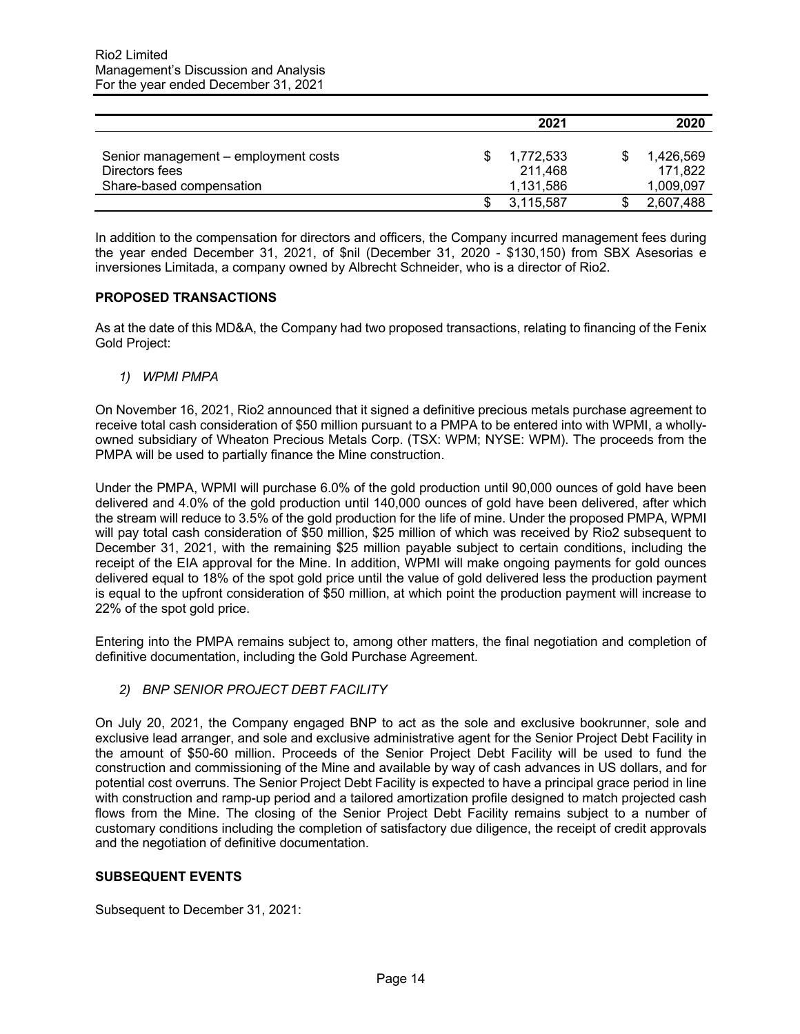| | 2021 | 2020 |
|---|---|---|
| Senior management – employment costs | $ 1,772,533 | $ 1,426,569 |
| Directors fees | 211,468 | 171,822 |
| Share-based compensation | 1,131,586 | 1,009,097 |
| | $ 3,115,587 | $ 2,607,488 |

In addition to the compensation for directors and officers, the Company incurred management fees during the year ended December 31, 2021, of $nil (December 31, 2020 - $130,150) from SBX Asesorias e inversiones Limitada, a company owned by Albrecht Schneider, who is a director of Rio2.

**PROPOSED TRANSACTIONS**

As at the date of this MD&A, the Company had two proposed transactions, relating to financing of the Fenix Gold Project:

*1) WPMI PMPA*

On November 16, 2021, Rio2 announced that it signed a definitive precious metals purchase agreement to receive total cash consideration of $50 million pursuant to a PMPA to be entered into with WPMI, a wholly-owned subsidiary of Wheaton Precious Metals Corp. (TSX: WPM; NYSE: WPM). The proceeds from the PMPA will be used to partially finance the Mine construction.

Under the PMPA, WPMI will purchase 6.0% of the gold production until 90,000 ounces of gold have been delivered and 4.0% of the gold production until 140,000 ounces of gold have been delivered, after which the stream will reduce to 3.5% of the gold production for the life of mine. Under the proposed PMPA, WPMI will pay total cash consideration of $50 million, $25 million of which was received by Rio2 subsequent to December 31, 2021, with the remaining $25 million payable subject to certain conditions, including the receipt of the EIA approval for the Mine. In addition, WPMI will make ongoing payments for gold ounces delivered equal to 18% of the spot gold price until the value of gold delivered less the production payment is equal to the upfront consideration of $50 million, at which point the production payment will increase to 22% of the spot gold price.

Entering into the PMPA remains subject to, among other matters, the final negotiation and completion of definitive documentation, including the Gold Purchase Agreement.

*2) BNP SENIOR PROJECT DEBT FACILITY*

On July 20, 2021, the Company engaged BNP to act as the sole and exclusive bookrunner, sole and exclusive lead arranger, and sole and exclusive administrative agent for the Senior Project Debt Facility in the amount of $50-60 million. Proceeds of the Senior Project Debt Facility will be used to fund the construction and commissioning of the Mine and available by way of cash advances in US dollars, and for potential cost overruns. The Senior Project Debt Facility is expected to have a principal grace period in line with construction and ramp-up period and a tailored amortization profile designed to match projected cash flows from the Mine. The closing of the Senior Project Debt Facility remains subject to a number of customary conditions including the completion of satisfactory due diligence, the receipt of credit approvals and the negotiation of definitive documentation.

**SUBSEQUENT EVENTS**

Subsequent to December 31, 2021: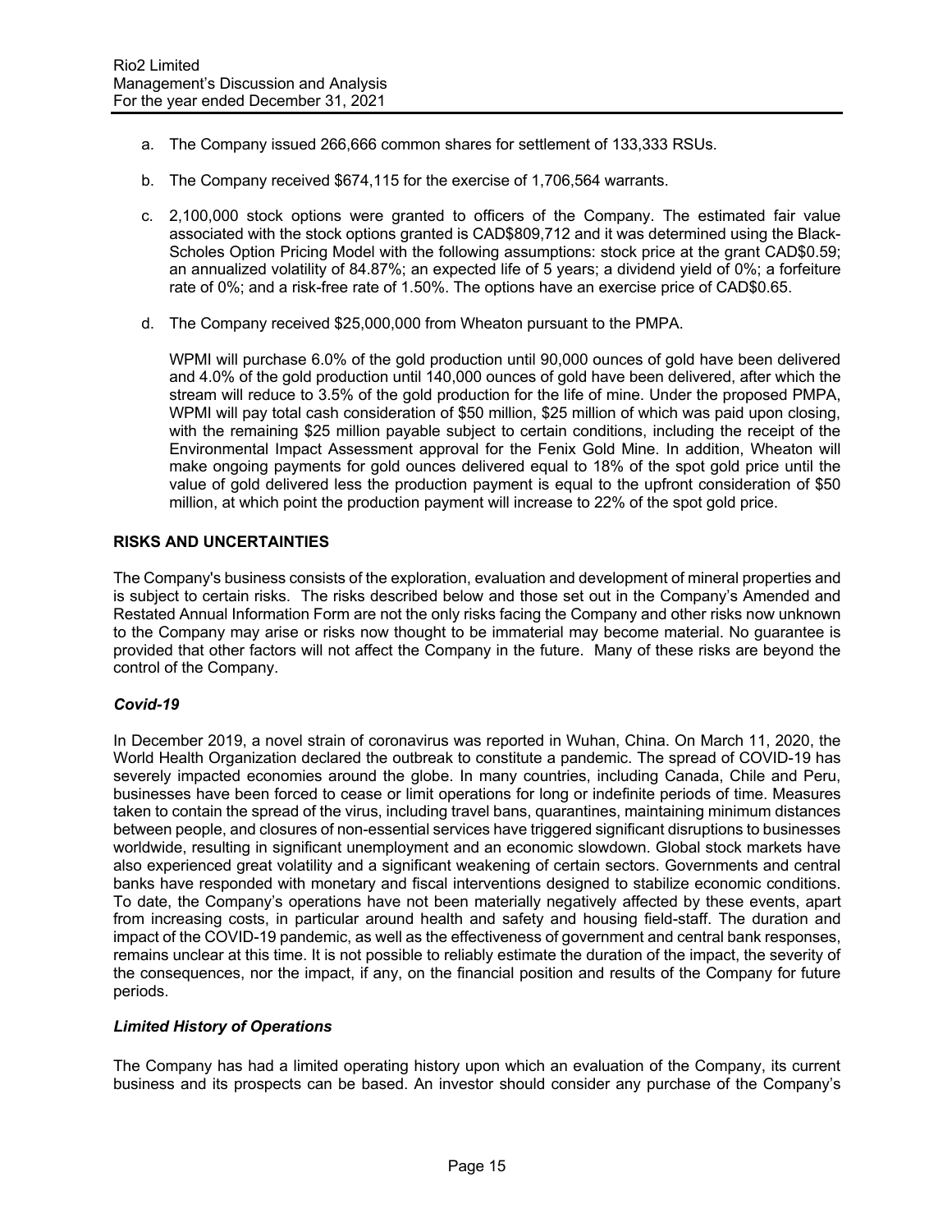a. The Company issued 266,666 common shares for settlement of 133,333 RSUs.

b. The Company received $674,115 for the exercise of 1,706,564 warrants.

c. 2,100,000 stock options were granted to officers of the Company. The estimated fair value associated with the stock options granted is CAD$809,712 and it was determined using the Black-Scholes Option Pricing Model with the following assumptions: stock price at the grant CAD$0.59; an annualized volatility of 84.87%; an expected life of 5 years; a dividend yield of 0%; a forfeiture rate of 0%; and a risk-free rate of 1.50%. The options have an exercise price of CAD$0.65.

d. The Company received $25,000,000 from Wheaton pursuant to the PMPA.

   WPMI will purchase 6.0% of the gold production until 90,000 ounces of gold have been delivered and 4.0% of the gold production until 140,000 ounces of gold have been delivered, after which the stream will reduce to 3.5% of the gold production for the life of mine. Under the proposed PMPA, WPMI will pay total cash consideration of $50 million, $25 million of which was paid upon closing, with the remaining $25 million payable subject to certain conditions, including the receipt of the Environmental Impact Assessment approval for the Fenix Gold Mine. In addition, Wheaton will make ongoing payments for gold ounces delivered equal to 18% of the spot gold price until the value of gold delivered less the production payment is equal to the upfront consideration of $50 million, at which point the production payment will increase to 22% of the spot gold price.

## RISKS AND UNCERTAINTIES

The Company's business consists of the exploration, evaluation and development of mineral properties and is subject to certain risks. The risks described below and those set out in the Company's Amended and Restated Annual Information Form are not the only risks facing the Company and other risks now unknown to the Company may arise or risks now thought to be immaterial may become material. No guarantee is provided that other factors will not affect the Company in the future. Many of these risks are beyond the control of the Company.

### *Covid-19*

In December 2019, a novel strain of coronavirus was reported in Wuhan, China. On March 11, 2020, the World Health Organization declared the outbreak to constitute a pandemic. The spread of COVID-19 has severely impacted economies around the globe. In many countries, including Canada, Chile and Peru, businesses have been forced to cease or limit operations for long or indefinite periods of time. Measures taken to contain the spread of the virus, including travel bans, quarantines, maintaining minimum distances between people, and closures of non-essential services have triggered significant disruptions to businesses worldwide, resulting in significant unemployment and an economic slowdown. Global stock markets have also experienced great volatility and a significant weakening of certain sectors. Governments and central banks have responded with monetary and fiscal interventions designed to stabilize economic conditions. To date, the Company's operations have not been materially negatively affected by these events, apart from increasing costs, in particular around health and safety and housing field-staff. The duration and impact of the COVID-19 pandemic, as well as the effectiveness of government and central bank responses, remains unclear at this time. It is not possible to reliably estimate the duration of the impact, the severity of the consequences, nor the impact, if any, on the financial position and results of the Company for future periods.

### *Limited History of Operations*

The Company has had a limited operating history upon which an evaluation of the Company, its current business and its prospects can be based. An investor should consider any purchase of the Company's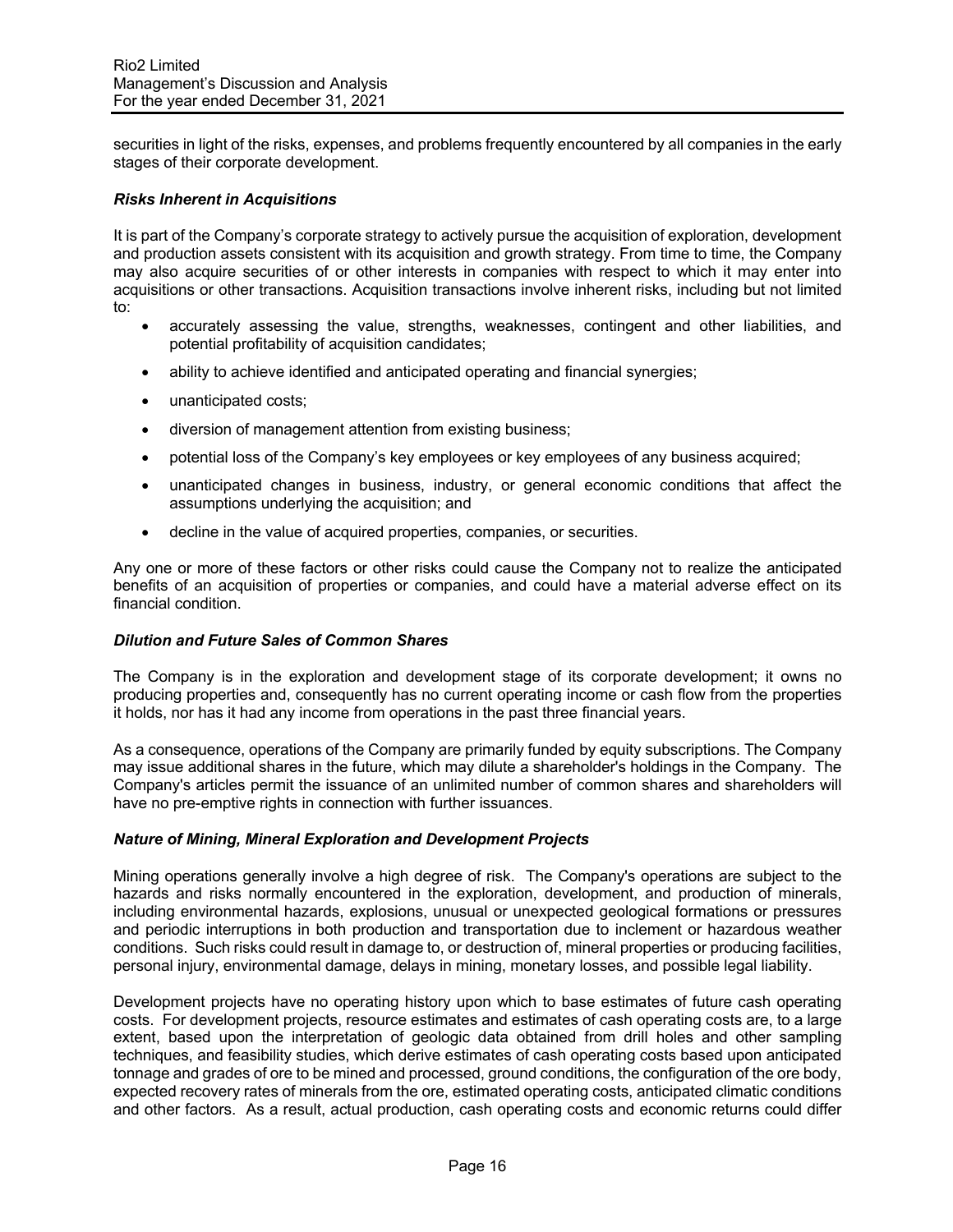securities in light of the risks, expenses, and problems frequently encountered by all companies in the early stages of their corporate development.

***Risks Inherent in Acquisitions***

It is part of the Company's corporate strategy to actively pursue the acquisition of exploration, development and production assets consistent with its acquisition and growth strategy. From time to time, the Company may also acquire securities of or other interests in companies with respect to which it may enter into acquisitions or other transactions. Acquisition transactions involve inherent risks, including but not limited to:

- accurately assessing the value, strengths, weaknesses, contingent and other liabilities, and potential profitability of acquisition candidates;
- ability to achieve identified and anticipated operating and financial synergies;
- unanticipated costs;
- diversion of management attention from existing business;
- potential loss of the Company's key employees or key employees of any business acquired;
- unanticipated changes in business, industry, or general economic conditions that affect the assumptions underlying the acquisition; and
- decline in the value of acquired properties, companies, or securities.

Any one or more of these factors or other risks could cause the Company not to realize the anticipated benefits of an acquisition of properties or companies, and could have a material adverse effect on its financial condition.

***Dilution and Future Sales of Common Shares***

The Company is in the exploration and development stage of its corporate development; it owns no producing properties and, consequently has no current operating income or cash flow from the properties it holds, nor has it had any income from operations in the past three financial years.

As a consequence, operations of the Company are primarily funded by equity subscriptions. The Company may issue additional shares in the future, which may dilute a shareholder's holdings in the Company. The Company's articles permit the issuance of an unlimited number of common shares and shareholders will have no pre-emptive rights in connection with further issuances.

***Nature of Mining, Mineral Exploration and Development Projects***

Mining operations generally involve a high degree of risk. The Company's operations are subject to the hazards and risks normally encountered in the exploration, development, and production of minerals, including environmental hazards, explosions, unusual or unexpected geological formations or pressures and periodic interruptions in both production and transportation due to inclement or hazardous weather conditions. Such risks could result in damage to, or destruction of, mineral properties or producing facilities, personal injury, environmental damage, delays in mining, monetary losses, and possible legal liability.

Development projects have no operating history upon which to base estimates of future cash operating costs. For development projects, resource estimates and estimates of cash operating costs are, to a large extent, based upon the interpretation of geologic data obtained from drill holes and other sampling techniques, and feasibility studies, which derive estimates of cash operating costs based upon anticipated tonnage and grades of ore to be mined and processed, ground conditions, the configuration of the ore body, expected recovery rates of minerals from the ore, estimated operating costs, anticipated climatic conditions and other factors. As a result, actual production, cash operating costs and economic returns could differ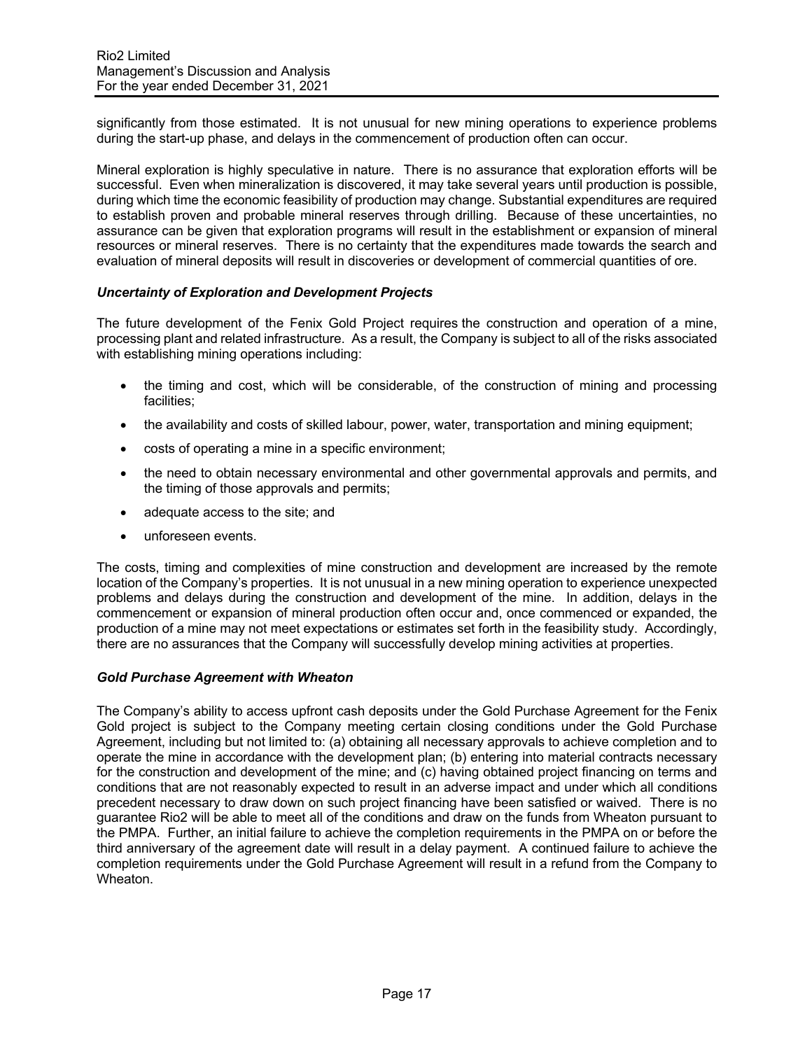significantly from those estimated. It is not unusual for new mining operations to experience problems during the start-up phase, and delays in the commencement of production often can occur.

Mineral exploration is highly speculative in nature. There is no assurance that exploration efforts will be successful. Even when mineralization is discovered, it may take several years until production is possible, during which time the economic feasibility of production may change. Substantial expenditures are required to establish proven and probable mineral reserves through drilling. Because of these uncertainties, no assurance can be given that exploration programs will result in the establishment or expansion of mineral resources or mineral reserves. There is no certainty that the expenditures made towards the search and evaluation of mineral deposits will result in discoveries or development of commercial quantities of ore.

***Uncertainty of Exploration and Development Projects***

The future development of the Fenix Gold Project requires the construction and operation of a mine, processing plant and related infrastructure. As a result, the Company is subject to all of the risks associated with establishing mining operations including:

- the timing and cost, which will be considerable, of the construction of mining and processing facilities;
- the availability and costs of skilled labour, power, water, transportation and mining equipment;
- costs of operating a mine in a specific environment;
- the need to obtain necessary environmental and other governmental approvals and permits, and the timing of those approvals and permits;
- adequate access to the site; and
- unforeseen events.

The costs, timing and complexities of mine construction and development are increased by the remote location of the Company's properties. It is not unusual in a new mining operation to experience unexpected problems and delays during the construction and development of the mine. In addition, delays in the commencement or expansion of mineral production often occur and, once commenced or expanded, the production of a mine may not meet expectations or estimates set forth in the feasibility study. Accordingly, there are no assurances that the Company will successfully develop mining activities at properties.

***Gold Purchase Agreement with Wheaton***

The Company's ability to access upfront cash deposits under the Gold Purchase Agreement for the Fenix Gold project is subject to the Company meeting certain closing conditions under the Gold Purchase Agreement, including but not limited to: (a) obtaining all necessary approvals to achieve completion and to operate the mine in accordance with the development plan; (b) entering into material contracts necessary for the construction and development of the mine; and (c) having obtained project financing on terms and conditions that are not reasonably expected to result in an adverse impact and under which all conditions precedent necessary to draw down on such project financing have been satisfied or waived. There is no guarantee Rio2 will be able to meet all of the conditions and draw on the funds from Wheaton pursuant to the PMPA. Further, an initial failure to achieve the completion requirements in the PMPA on or before the third anniversary of the agreement date will result in a delay payment. A continued failure to achieve the completion requirements under the Gold Purchase Agreement will result in a refund from the Company to Wheaton.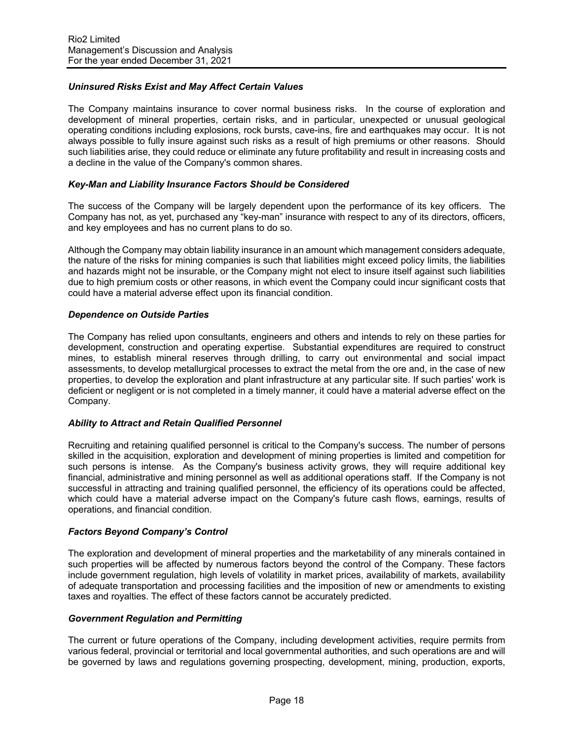### *Uninsured Risks Exist and May Affect Certain Values*

The Company maintains insurance to cover normal business risks. In the course of exploration and development of mineral properties, certain risks, and in particular, unexpected or unusual geological operating conditions including explosions, rock bursts, cave-ins, fire and earthquakes may occur. It is not always possible to fully insure against such risks as a result of high premiums or other reasons. Should such liabilities arise, they could reduce or eliminate any future profitability and result in increasing costs and a decline in the value of the Company's common shares.

### *Key-Man and Liability Insurance Factors Should be Considered*

The success of the Company will be largely dependent upon the performance of its key officers. The Company has not, as yet, purchased any "key-man" insurance with respect to any of its directors, officers, and key employees and has no current plans to do so.

Although the Company may obtain liability insurance in an amount which management considers adequate, the nature of the risks for mining companies is such that liabilities might exceed policy limits, the liabilities and hazards might not be insurable, or the Company might not elect to insure itself against such liabilities due to high premium costs or other reasons, in which event the Company could incur significant costs that could have a material adverse effect upon its financial condition.

### *Dependence on Outside Parties*

The Company has relied upon consultants, engineers and others and intends to rely on these parties for development, construction and operating expertise. Substantial expenditures are required to construct mines, to establish mineral reserves through drilling, to carry out environmental and social impact assessments, to develop metallurgical processes to extract the metal from the ore and, in the case of new properties, to develop the exploration and plant infrastructure at any particular site. If such parties' work is deficient or negligent or is not completed in a timely manner, it could have a material adverse effect on the Company.

### *Ability to Attract and Retain Qualified Personnel*

Recruiting and retaining qualified personnel is critical to the Company's success. The number of persons skilled in the acquisition, exploration and development of mining properties is limited and competition for such persons is intense. As the Company's business activity grows, they will require additional key financial, administrative and mining personnel as well as additional operations staff. If the Company is not successful in attracting and training qualified personnel, the efficiency of its operations could be affected, which could have a material adverse impact on the Company's future cash flows, earnings, results of operations, and financial condition.

### *Factors Beyond Company's Control*

The exploration and development of mineral properties and the marketability of any minerals contained in such properties will be affected by numerous factors beyond the control of the Company. These factors include government regulation, high levels of volatility in market prices, availability of markets, availability of adequate transportation and processing facilities and the imposition of new or amendments to existing taxes and royalties. The effect of these factors cannot be accurately predicted.

### *Government Regulation and Permitting*

The current or future operations of the Company, including development activities, require permits from various federal, provincial or territorial and local governmental authorities, and such operations are and will be governed by laws and regulations governing prospecting, development, mining, production, exports,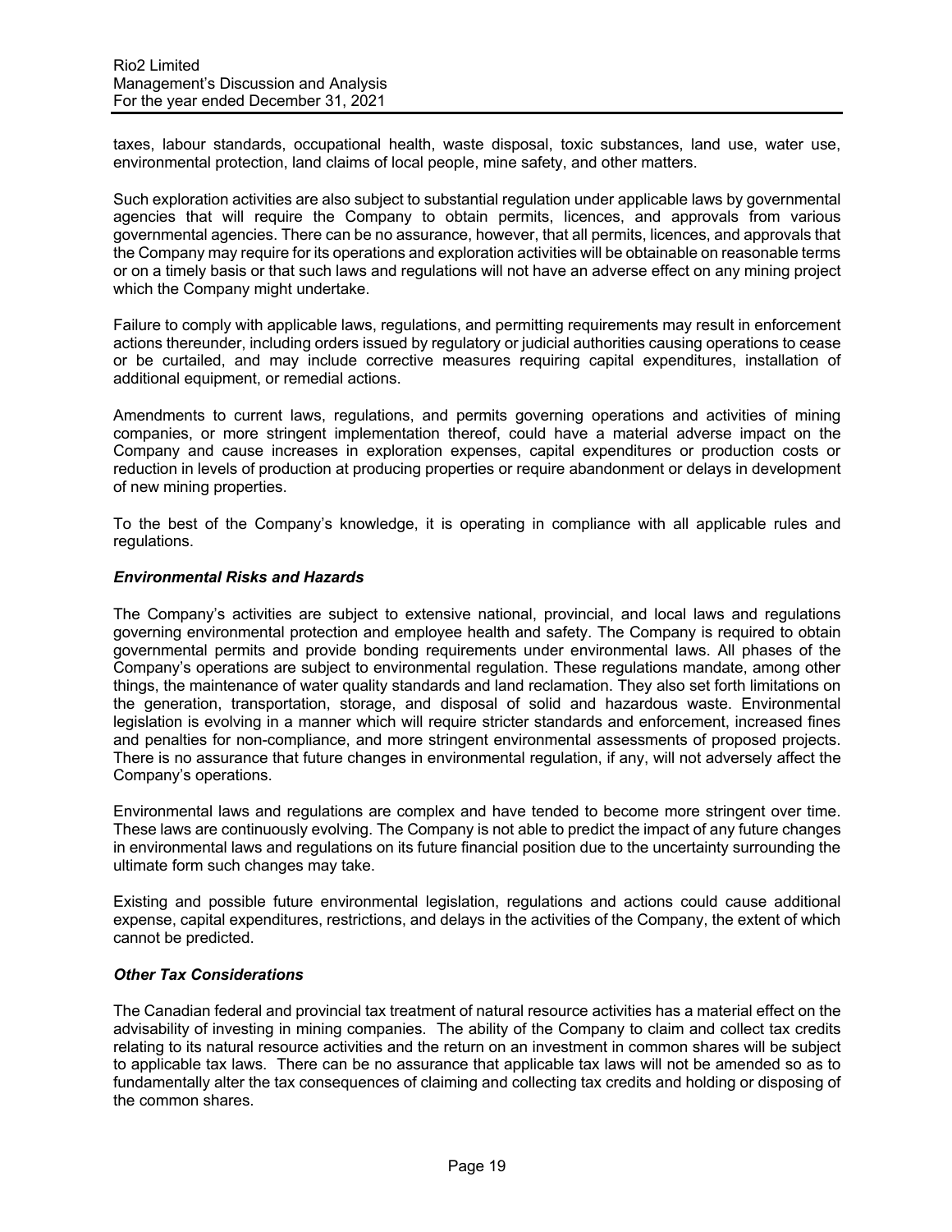taxes, labour standards, occupational health, waste disposal, toxic substances, land use, water use, environmental protection, land claims of local people, mine safety, and other matters.

Such exploration activities are also subject to substantial regulation under applicable laws by governmental agencies that will require the Company to obtain permits, licences, and approvals from various governmental agencies. There can be no assurance, however, that all permits, licences, and approvals that the Company may require for its operations and exploration activities will be obtainable on reasonable terms or on a timely basis or that such laws and regulations will not have an adverse effect on any mining project which the Company might undertake.

Failure to comply with applicable laws, regulations, and permitting requirements may result in enforcement actions thereunder, including orders issued by regulatory or judicial authorities causing operations to cease or be curtailed, and may include corrective measures requiring capital expenditures, installation of additional equipment, or remedial actions.

Amendments to current laws, regulations, and permits governing operations and activities of mining companies, or more stringent implementation thereof, could have a material adverse impact on the Company and cause increases in exploration expenses, capital expenditures or production costs or reduction in levels of production at producing properties or require abandonment or delays in development of new mining properties.

To the best of the Company's knowledge, it is operating in compliance with all applicable rules and regulations.

***Environmental Risks and Hazards***

The Company's activities are subject to extensive national, provincial, and local laws and regulations governing environmental protection and employee health and safety. The Company is required to obtain governmental permits and provide bonding requirements under environmental laws. All phases of the Company's operations are subject to environmental regulation. These regulations mandate, among other things, the maintenance of water quality standards and land reclamation. They also set forth limitations on the generation, transportation, storage, and disposal of solid and hazardous waste. Environmental legislation is evolving in a manner which will require stricter standards and enforcement, increased fines and penalties for non-compliance, and more stringent environmental assessments of proposed projects. There is no assurance that future changes in environmental regulation, if any, will not adversely affect the Company's operations.

Environmental laws and regulations are complex and have tended to become more stringent over time. These laws are continuously evolving. The Company is not able to predict the impact of any future changes in environmental laws and regulations on its future financial position due to the uncertainty surrounding the ultimate form such changes may take.

Existing and possible future environmental legislation, regulations and actions could cause additional expense, capital expenditures, restrictions, and delays in the activities of the Company, the extent of which cannot be predicted.

***Other Tax Considerations***

The Canadian federal and provincial tax treatment of natural resource activities has a material effect on the advisability of investing in mining companies. The ability of the Company to claim and collect tax credits relating to its natural resource activities and the return on an investment in common shares will be subject to applicable tax laws. There can be no assurance that applicable tax laws will not be amended so as to fundamentally alter the tax consequences of claiming and collecting tax credits and holding or disposing of the common shares.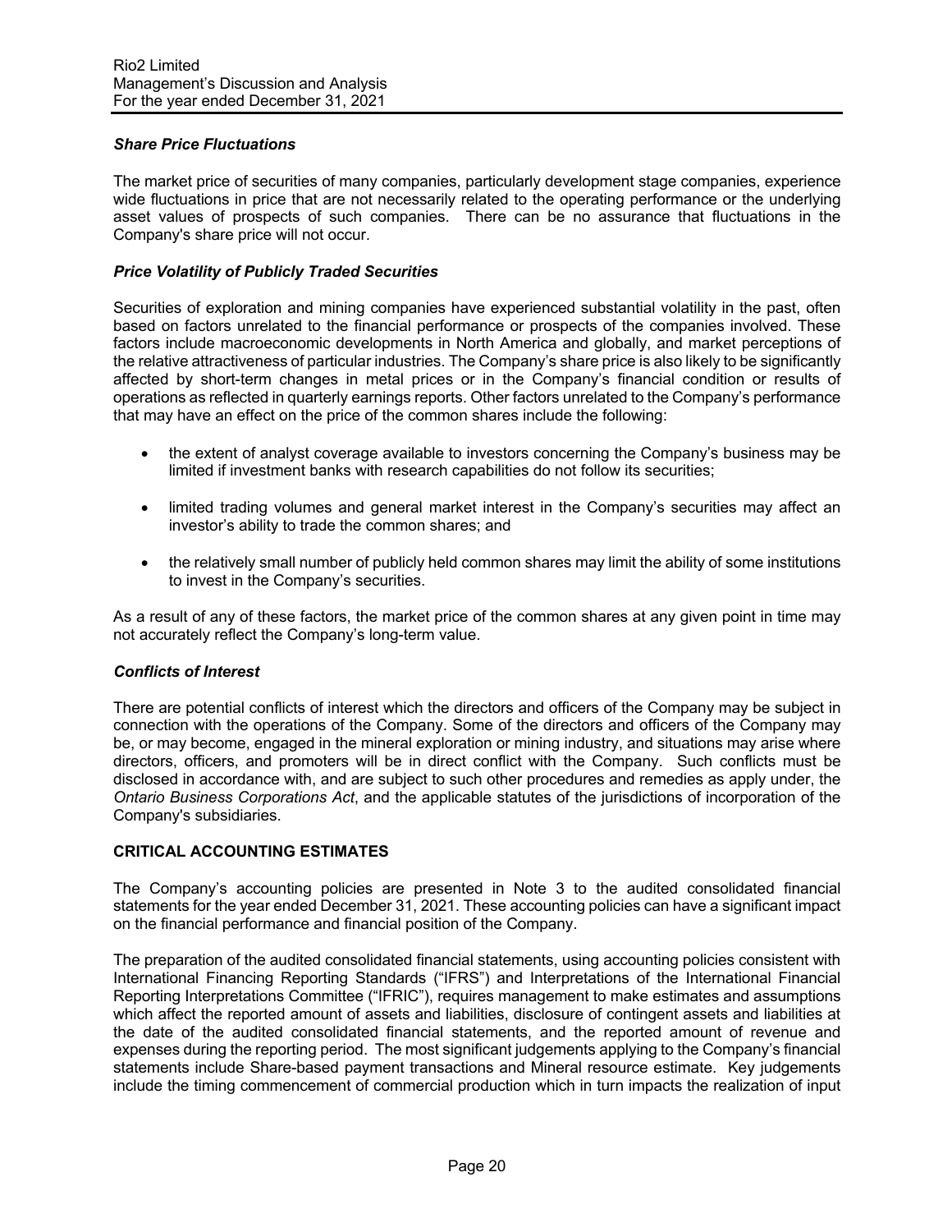### *Share Price Fluctuations*

The market price of securities of many companies, particularly development stage companies, experience wide fluctuations in price that are not necessarily related to the operating performance or the underlying asset values of prospects of such companies. There can be no assurance that fluctuations in the Company's share price will not occur.

### *Price Volatility of Publicly Traded Securities*

Securities of exploration and mining companies have experienced substantial volatility in the past, often based on factors unrelated to the financial performance or prospects of the companies involved. These factors include macroeconomic developments in North America and globally, and market perceptions of the relative attractiveness of particular industries. The Company's share price is also likely to be significantly affected by short-term changes in metal prices or in the Company's financial condition or results of operations as reflected in quarterly earnings reports. Other factors unrelated to the Company's performance that may have an effect on the price of the common shares include the following:

- the extent of analyst coverage available to investors concerning the Company's business may be limited if investment banks with research capabilities do not follow its securities;
- limited trading volumes and general market interest in the Company's securities may affect an investor's ability to trade the common shares; and
- the relatively small number of publicly held common shares may limit the ability of some institutions to invest in the Company's securities.

As a result of any of these factors, the market price of the common shares at any given point in time may not accurately reflect the Company's long-term value.

### *Conflicts of Interest*

There are potential conflicts of interest which the directors and officers of the Company may be subject in connection with the operations of the Company. Some of the directors and officers of the Company may be, or may become, engaged in the mineral exploration or mining industry, and situations may arise where directors, officers, and promoters will be in direct conflict with the Company. Such conflicts must be disclosed in accordance with, and are subject to such other procedures and remedies as apply under, the *Ontario Business Corporations Act*, and the applicable statutes of the jurisdictions of incorporation of the Company's subsidiaries.

## CRITICAL ACCOUNTING ESTIMATES

The Company's accounting policies are presented in Note 3 to the audited consolidated financial statements for the year ended December 31, 2021. These accounting policies can have a significant impact on the financial performance and financial position of the Company.

The preparation of the audited consolidated financial statements, using accounting policies consistent with International Financing Reporting Standards ("IFRS") and Interpretations of the International Financial Reporting Interpretations Committee ("IFRIC"), requires management to make estimates and assumptions which affect the reported amount of assets and liabilities, disclosure of contingent assets and liabilities at the date of the audited consolidated financial statements, and the reported amount of revenue and expenses during the reporting period. The most significant judgements applying to the Company's financial statements include Share-based payment transactions and Mineral resource estimate. Key judgements include the timing commencement of commercial production which in turn impacts the realization of input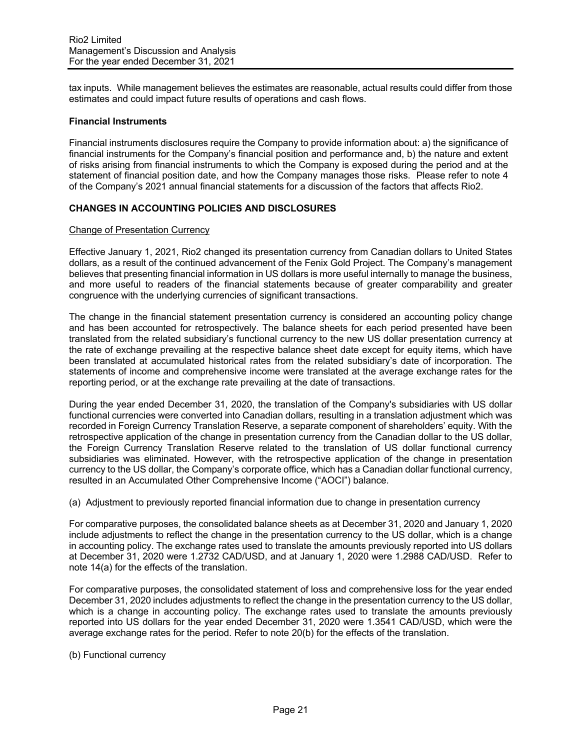tax inputs. While management believes the estimates are reasonable, actual results could differ from those estimates and could impact future results of operations and cash flows.

**Financial Instruments**

Financial instruments disclosures require the Company to provide information about: a) the significance of financial instruments for the Company's financial position and performance and, b) the nature and extent of risks arising from financial instruments to which the Company is exposed during the period and at the statement of financial position date, and how the Company manages those risks. Please refer to note 4 of the Company's 2021 annual financial statements for a discussion of the factors that affects Rio2.

## CHANGES IN ACCOUNTING POLICIES AND DISCLOSURES

Change of Presentation Currency

Effective January 1, 2021, Rio2 changed its presentation currency from Canadian dollars to United States dollars, as a result of the continued advancement of the Fenix Gold Project. The Company's management believes that presenting financial information in US dollars is more useful internally to manage the business, and more useful to readers of the financial statements because of greater comparability and greater congruence with the underlying currencies of significant transactions.

The change in the financial statement presentation currency is considered an accounting policy change and has been accounted for retrospectively. The balance sheets for each period presented have been translated from the related subsidiary's functional currency to the new US dollar presentation currency at the rate of exchange prevailing at the respective balance sheet date except for equity items, which have been translated at accumulated historical rates from the related subsidiary's date of incorporation. The statements of income and comprehensive income were translated at the average exchange rates for the reporting period, or at the exchange rate prevailing at the date of transactions.

During the year ended December 31, 2020, the translation of the Company's subsidiaries with US dollar functional currencies were converted into Canadian dollars, resulting in a translation adjustment which was recorded in Foreign Currency Translation Reserve, a separate component of shareholders' equity. With the retrospective application of the change in presentation currency from the Canadian dollar to the US dollar, the Foreign Currency Translation Reserve related to the translation of US dollar functional currency subsidiaries was eliminated. However, with the retrospective application of the change in presentation currency to the US dollar, the Company's corporate office, which has a Canadian dollar functional currency, resulted in an Accumulated Other Comprehensive Income ("AOCI") balance.

(a) Adjustment to previously reported financial information due to change in presentation currency

For comparative purposes, the consolidated balance sheets as at December 31, 2020 and January 1, 2020 include adjustments to reflect the change in the presentation currency to the US dollar, which is a change in accounting policy. The exchange rates used to translate the amounts previously reported into US dollars at December 31, 2020 were 1.2732 CAD/USD, and at January 1, 2020 were 1.2988 CAD/USD. Refer to note 14(a) for the effects of the translation.

For comparative purposes, the consolidated statement of loss and comprehensive loss for the year ended December 31, 2020 includes adjustments to reflect the change in the presentation currency to the US dollar, which is a change in accounting policy. The exchange rates used to translate the amounts previously reported into US dollars for the year ended December 31, 2020 were 1.3541 CAD/USD, which were the average exchange rates for the period. Refer to note 20(b) for the effects of the translation.

(b) Functional currency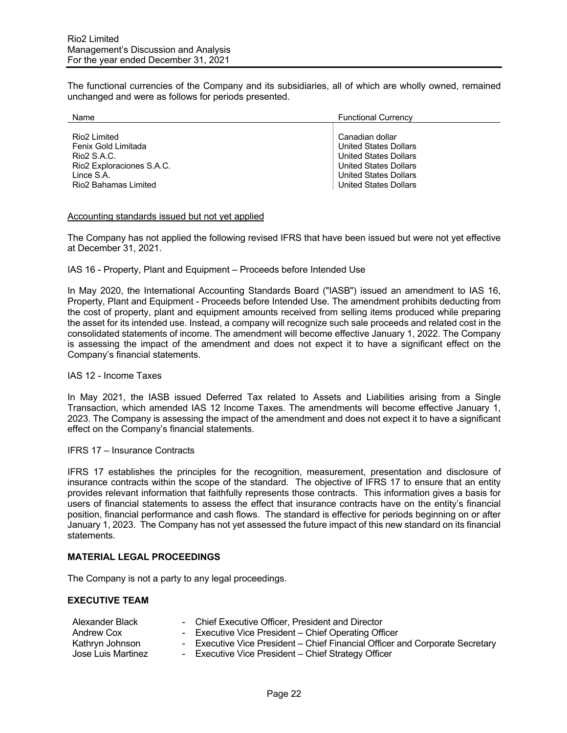The functional currencies of the Company and its subsidiaries, all of which are wholly owned, remained unchanged and were as follows for periods presented.

| Name | Functional Currency |
| --- | --- |
| Rio2 Limited | Canadian dollar |
| Fenix Gold Limitada | United States Dollars |
| Rio2 S.A.C. | United States Dollars |
| Rio2 Exploraciones S.A.C. | United States Dollars |
| Lince S.A. | United States Dollars |
| Rio2 Bahamas Limited | United States Dollars |

Accounting standards issued but not yet applied

The Company has not applied the following revised IFRS that have been issued but were not yet effective at December 31, 2021.

IAS 16 - Property, Plant and Equipment – Proceeds before Intended Use

In May 2020, the International Accounting Standards Board ("IASB") issued an amendment to IAS 16, Property, Plant and Equipment - Proceeds before Intended Use. The amendment prohibits deducting from the cost of property, plant and equipment amounts received from selling items produced while preparing the asset for its intended use. Instead, a company will recognize such sale proceeds and related cost in the consolidated statements of income. The amendment will become effective January 1, 2022. The Company is assessing the impact of the amendment and does not expect it to have a significant effect on the Company's financial statements.

IAS 12 - Income Taxes

In May 2021, the IASB issued Deferred Tax related to Assets and Liabilities arising from a Single Transaction, which amended IAS 12 Income Taxes. The amendments will become effective January 1, 2023. The Company is assessing the impact of the amendment and does not expect it to have a significant effect on the Company's financial statements.

IFRS 17 – Insurance Contracts

IFRS 17 establishes the principles for the recognition, measurement, presentation and disclosure of insurance contracts within the scope of the standard. The objective of IFRS 17 to ensure that an entity provides relevant information that faithfully represents those contracts. This information gives a basis for users of financial statements to assess the effect that insurance contracts have on the entity's financial position, financial performance and cash flows. The standard is effective for periods beginning on or after January 1, 2023. The Company has not yet assessed the future impact of this new standard on its financial statements.

## MATERIAL LEGAL PROCEEDINGS

The Company is not a party to any legal proceedings.

## EXECUTIVE TEAM

| | |
| --- | --- |
| Alexander Black | - Chief Executive Officer, President and Director |
| Andrew Cox | - Executive Vice President – Chief Operating Officer |
| Kathryn Johnson | - Executive Vice President – Chief Financial Officer and Corporate Secretary |
| Jose Luis Martinez | - Executive Vice President – Chief Strategy Officer |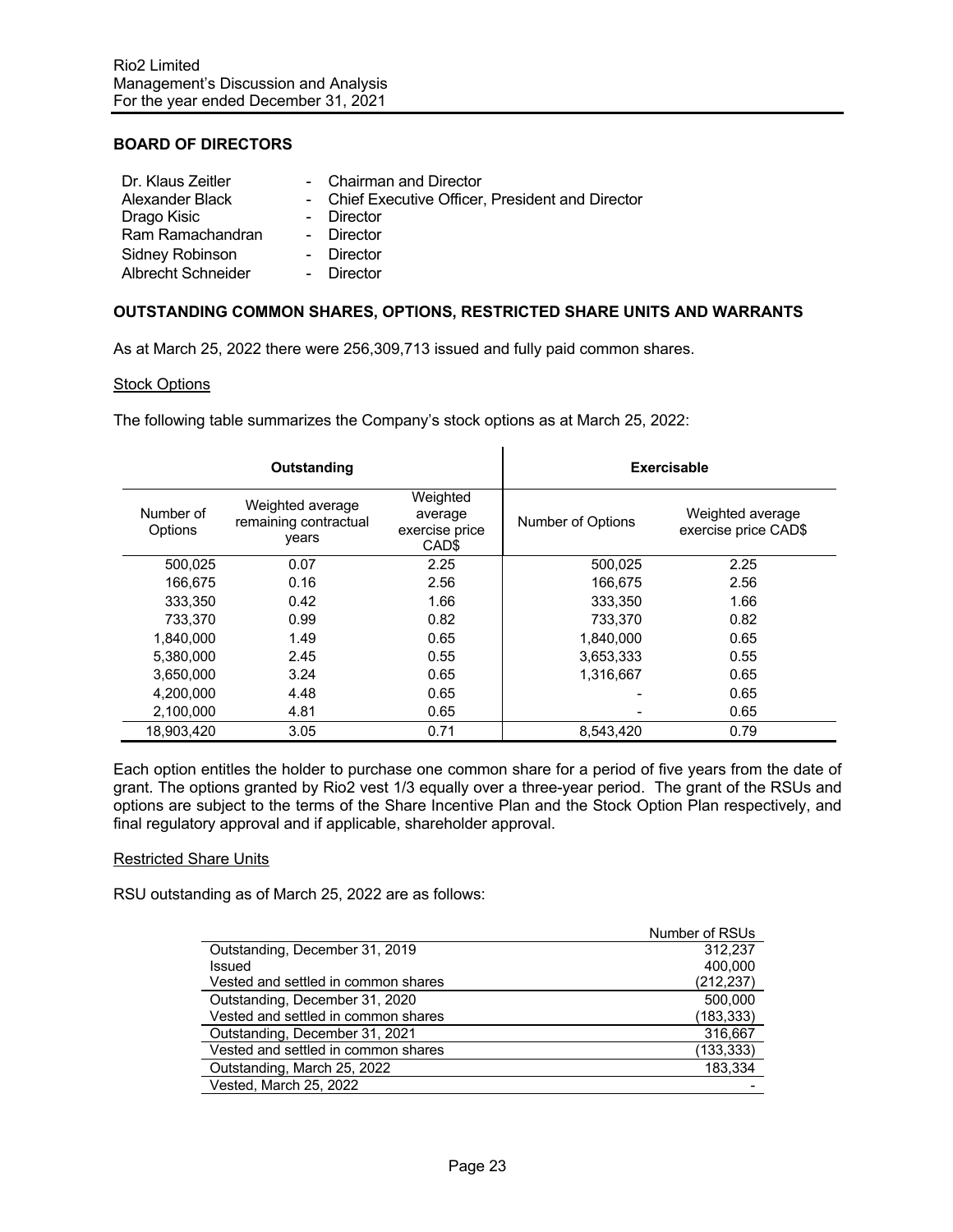## BOARD OF DIRECTORS

| | |
|---|---|
| Dr. Klaus Zeitler | - Chairman and Director |
| Alexander Black | - Chief Executive Officer, President and Director |
| Drago Kisic | - Director |
| Ram Ramachandran | - Director |
| Sidney Robinson | - Director |
| Albrecht Schneider | - Director |

## OUTSTANDING COMMON SHARES, OPTIONS, RESTRICTED SHARE UNITS AND WARRANTS

As at March 25, 2022 there were 256,309,713 issued and fully paid common shares.

### Stock Options

The following table summarizes the Company's stock options as at March 25, 2022:

| Outstanding | | | Exercisable | |
|---|---|---|---|---|
| Number of Options | Weighted average remaining contractual years | Weighted average exercise price CAD$ | Number of Options | Weighted average exercise price CAD$ |
| 500,025 | 0.07 | 2.25 | 500,025 | 2.25 |
| 166,675 | 0.16 | 2.56 | 166,675 | 2.56 |
| 333,350 | 0.42 | 1.66 | 333,350 | 1.66 |
| 733,370 | 0.99 | 0.82 | 733,370 | 0.82 |
| 1,840,000 | 1.49 | 0.65 | 1,840,000 | 0.65 |
| 5,380,000 | 2.45 | 0.55 | 3,653,333 | 0.55 |
| 3,650,000 | 3.24 | 0.65 | 1,316,667 | 0.65 |
| 4,200,000 | 4.48 | 0.65 | - | 0.65 |
| 2,100,000 | 4.81 | 0.65 | - | 0.65 |
| 18,903,420 | 3.05 | 0.71 | 8,543,420 | 0.79 |

Each option entitles the holder to purchase one common share for a period of five years from the date of grant. The options granted by Rio2 vest 1/3 equally over a three-year period. The grant of the RSUs and options are subject to the terms of the Share Incentive Plan and the Stock Option Plan respectively, and final regulatory approval and if applicable, shareholder approval.

### Restricted Share Units

RSU outstanding as of March 25, 2022 are as follows:

| | Number of RSUs |
|---|---|
| Outstanding, December 31, 2019 | 312,237 |
| Issued | 400,000 |
| Vested and settled in common shares | (212,237) |
| Outstanding, December 31, 2020 | 500,000 |
| Vested and settled in common shares | (183,333) |
| Outstanding, December 31, 2021 | 316,667 |
| Vested and settled in common shares | (133,333) |
| Outstanding, March 25, 2022 | 183,334 |
| Vested, March 25, 2022 | - |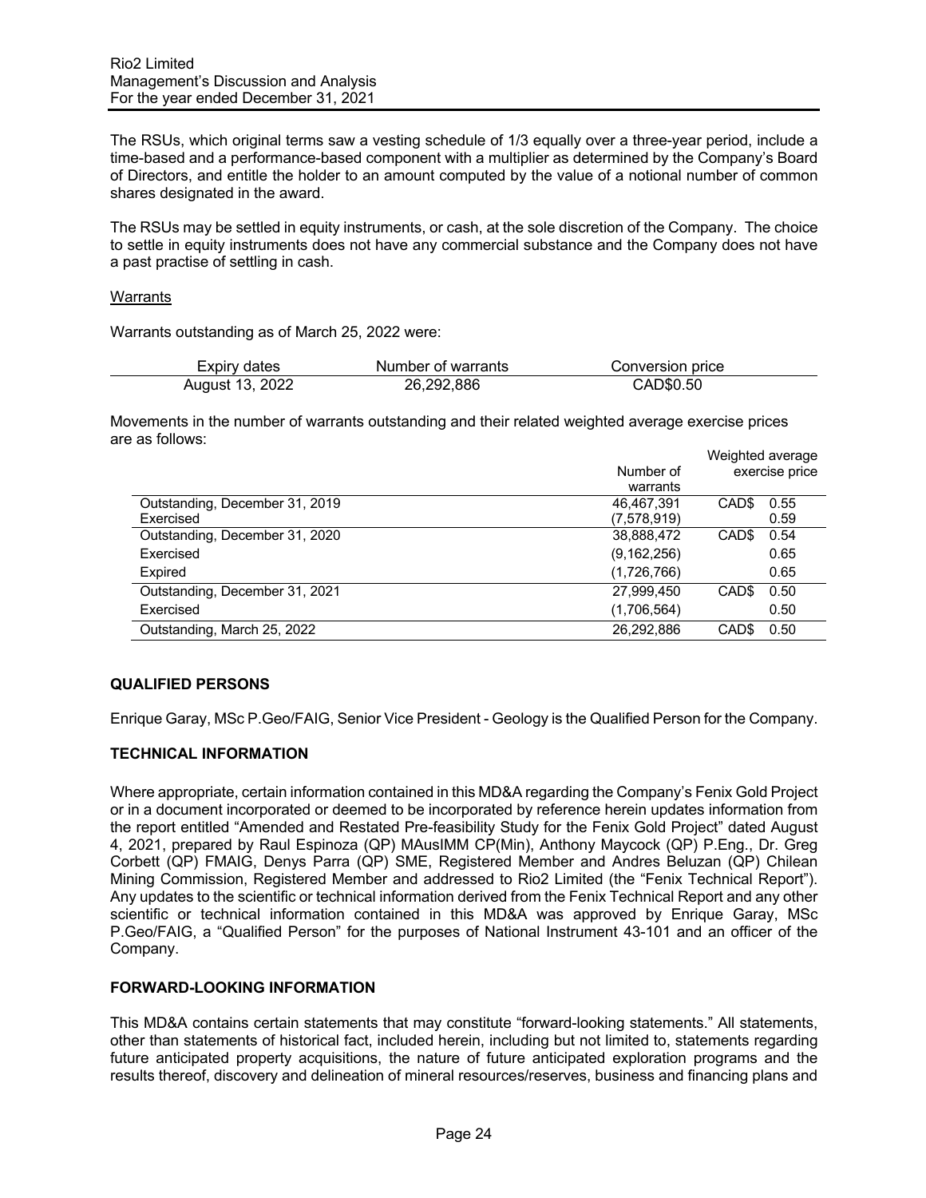The RSUs, which original terms saw a vesting schedule of 1/3 equally over a three-year period, include a time-based and a performance-based component with a multiplier as determined by the Company's Board of Directors, and entitle the holder to an amount computed by the value of a notional number of common shares designated in the award.

The RSUs may be settled in equity instruments, or cash, at the sole discretion of the Company. The choice to settle in equity instruments does not have any commercial substance and the Company does not have a past practise of settling in cash.

Warrants

Warrants outstanding as of March 25, 2022 were:

| Expiry dates | Number of warrants | Conversion price |
|---|---|---|
| August 13, 2022 | 26,292,886 | CAD$0.50 |

Movements in the number of warrants outstanding and their related weighted average exercise prices are as follows:

| | Number of warrants | Weighted average exercise price |
|---|---|---|
| Outstanding, December 31, 2019 | 46,467,391 | CAD$ 0.55 |
| Exercised | (7,578,919) | 0.59 |
| Outstanding, December 31, 2020 | 38,888,472 | CAD$ 0.54 |
| Exercised | (9,162,256) | 0.65 |
| Expired | (1,726,766) | 0.65 |
| Outstanding, December 31, 2021 | 27,999,450 | CAD$ 0.50 |
| Exercised | (1,706,564) | 0.50 |
| Outstanding, March 25, 2022 | 26,292,886 | CAD$ 0.50 |

## QUALIFIED PERSONS

Enrique Garay, MSc P.Geo/FAIG, Senior Vice President - Geology is the Qualified Person for the Company.

## TECHNICAL INFORMATION

Where appropriate, certain information contained in this MD&A regarding the Company's Fenix Gold Project or in a document incorporated or deemed to be incorporated by reference herein updates information from the report entitled "Amended and Restated Pre-feasibility Study for the Fenix Gold Project" dated August 4, 2021, prepared by Raul Espinoza (QP) MAusIMM CP(Min), Anthony Maycock (QP) P.Eng., Dr. Greg Corbett (QP) FMAIG, Denys Parra (QP) SME, Registered Member and Andres Beluzan (QP) Chilean Mining Commission, Registered Member and addressed to Rio2 Limited (the "Fenix Technical Report"). Any updates to the scientific or technical information derived from the Fenix Technical Report and any other scientific or technical information contained in this MD&A was approved by Enrique Garay, MSc P.Geo/FAIG, a "Qualified Person" for the purposes of National Instrument 43-101 and an officer of the Company.

## FORWARD-LOOKING INFORMATION

This MD&A contains certain statements that may constitute "forward-looking statements." All statements, other than statements of historical fact, included herein, including but not limited to, statements regarding future anticipated property acquisitions, the nature of future anticipated exploration programs and the results thereof, discovery and delineation of mineral resources/reserves, business and financing plans and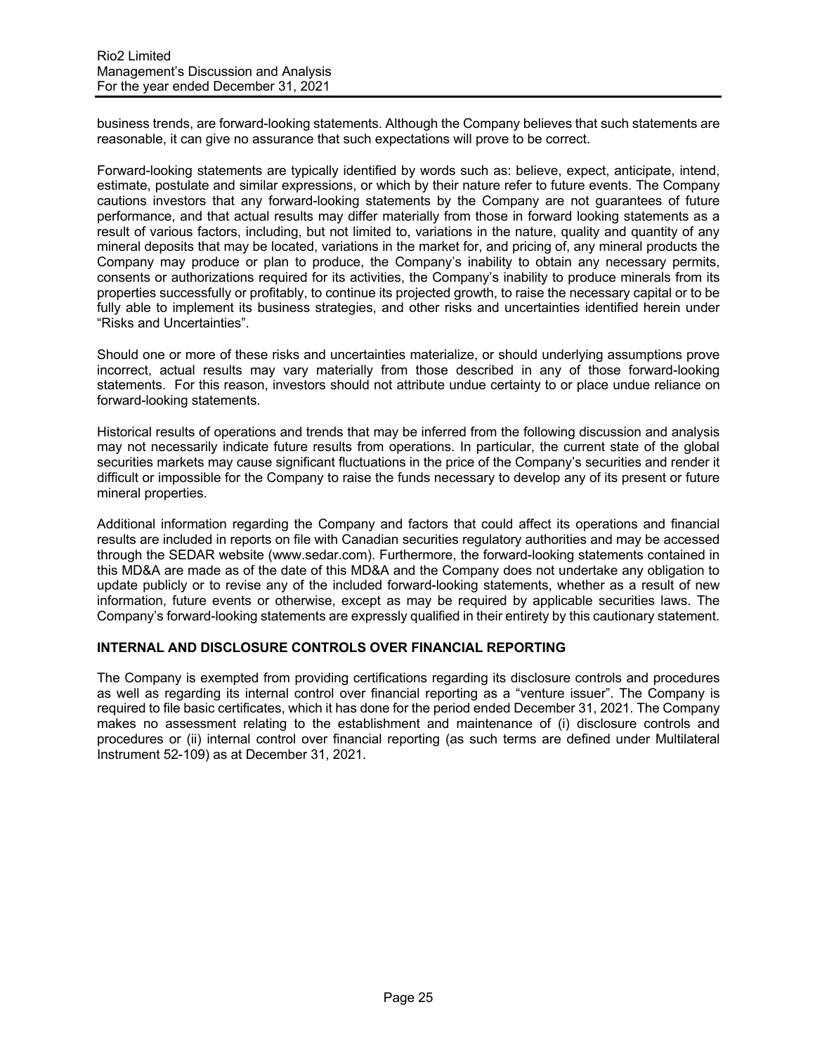business trends, are forward-looking statements. Although the Company believes that such statements are reasonable, it can give no assurance that such expectations will prove to be correct.

Forward-looking statements are typically identified by words such as: believe, expect, anticipate, intend, estimate, postulate and similar expressions, or which by their nature refer to future events. The Company cautions investors that any forward-looking statements by the Company are not guarantees of future performance, and that actual results may differ materially from those in forward looking statements as a result of various factors, including, but not limited to, variations in the nature, quality and quantity of any mineral deposits that may be located, variations in the market for, and pricing of, any mineral products the Company may produce or plan to produce, the Company's inability to obtain any necessary permits, consents or authorizations required for its activities, the Company's inability to produce minerals from its properties successfully or profitably, to continue its projected growth, to raise the necessary capital or to be fully able to implement its business strategies, and other risks and uncertainties identified herein under "Risks and Uncertainties".

Should one or more of these risks and uncertainties materialize, or should underlying assumptions prove incorrect, actual results may vary materially from those described in any of those forward-looking statements. For this reason, investors should not attribute undue certainty to or place undue reliance on forward-looking statements.

Historical results of operations and trends that may be inferred from the following discussion and analysis may not necessarily indicate future results from operations. In particular, the current state of the global securities markets may cause significant fluctuations in the price of the Company's securities and render it difficult or impossible for the Company to raise the funds necessary to develop any of its present or future mineral properties.

Additional information regarding the Company and factors that could affect its operations and financial results are included in reports on file with Canadian securities regulatory authorities and may be accessed through the SEDAR website (www.sedar.com). Furthermore, the forward-looking statements contained in this MD&A are made as of the date of this MD&A and the Company does not undertake any obligation to update publicly or to revise any of the included forward-looking statements, whether as a result of new information, future events or otherwise, except as may be required by applicable securities laws. The Company's forward-looking statements are expressly qualified in their entirety by this cautionary statement.

## INTERNAL AND DISCLOSURE CONTROLS OVER FINANCIAL REPORTING

The Company is exempted from providing certifications regarding its disclosure controls and procedures as well as regarding its internal control over financial reporting as a "venture issuer". The Company is required to file basic certificates, which it has done for the period ended December 31, 2021. The Company makes no assessment relating to the establishment and maintenance of (i) disclosure controls and procedures or (ii) internal control over financial reporting (as such terms are defined under Multilateral Instrument 52-109) as at December 31, 2021.